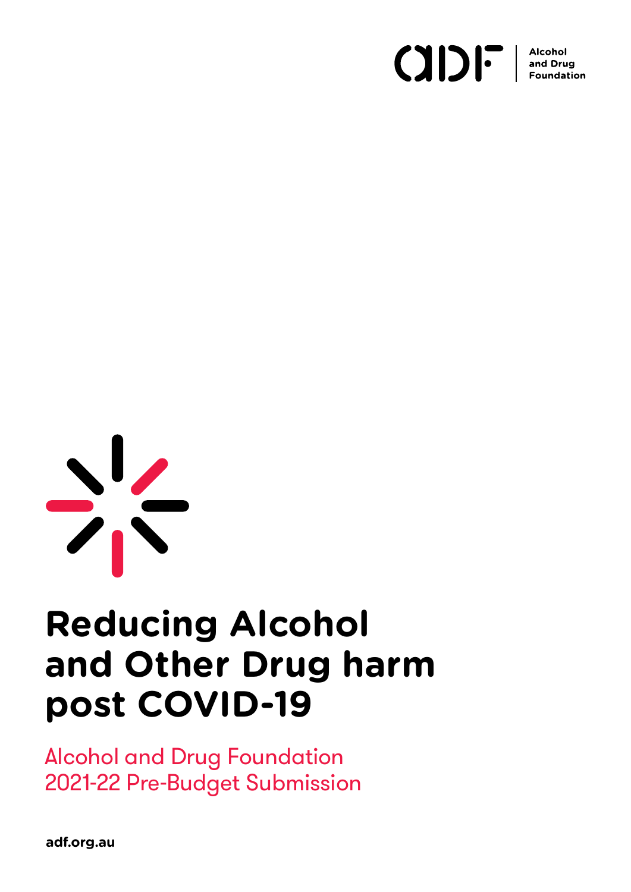Alcohol and Drug Foundation

# Reducing Alcohol and Other Drug harm post COVID-19

Alcohol and Drug Foundation
2021-22 Pre-Budget Submission

**adf.org.au**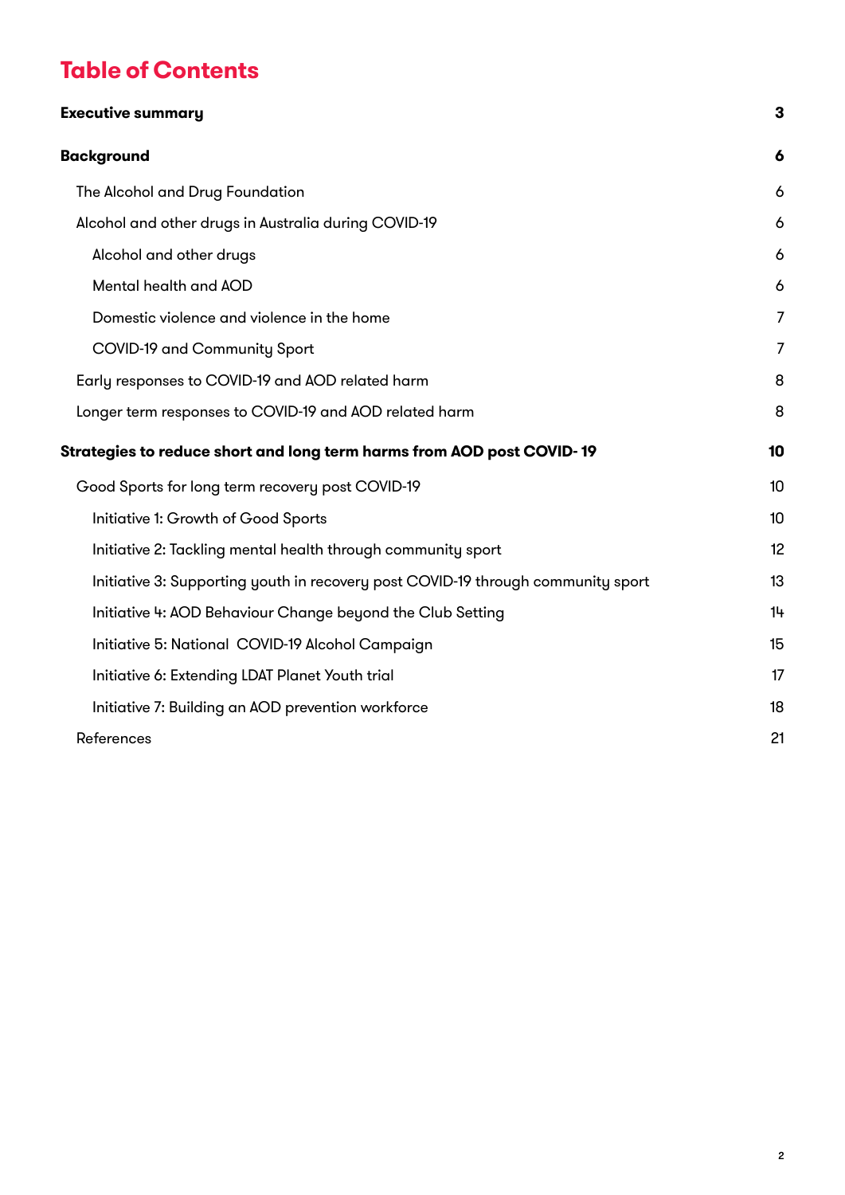# Table of Contents

| | |
|---|---|
| **Executive summary** | **3** |
| **Background** | **6** |
| The Alcohol and Drug Foundation | 6 |
| Alcohol and other drugs in Australia during COVID-19 | 6 |
| Alcohol and other drugs | 6 |
| Mental health and AOD | 6 |
| Domestic violence and violence in the home | 7 |
| COVID-19 and Community Sport | 7 |
| Early responses to COVID-19 and AOD related harm | 8 |
| Longer term responses to COVID-19 and AOD related harm | 8 |
| **Strategies to reduce short and long term harms from AOD post COVID- 19** | **10** |
| Good Sports for long term recovery post COVID-19 | 10 |
| Initiative 1: Growth of Good Sports | 10 |
| Initiative 2: Tackling mental health through community sport | 12 |
| Initiative 3: Supporting youth in recovery post COVID-19 through community sport | 13 |
| Initiative 4: AOD Behaviour Change beyond the Club Setting | 14 |
| Initiative 5: National COVID-19 Alcohol Campaign | 15 |
| Initiative 6: Extending LDAT Planet Youth trial | 17 |
| Initiative 7: Building an AOD prevention workforce | 18 |
| References | 21 |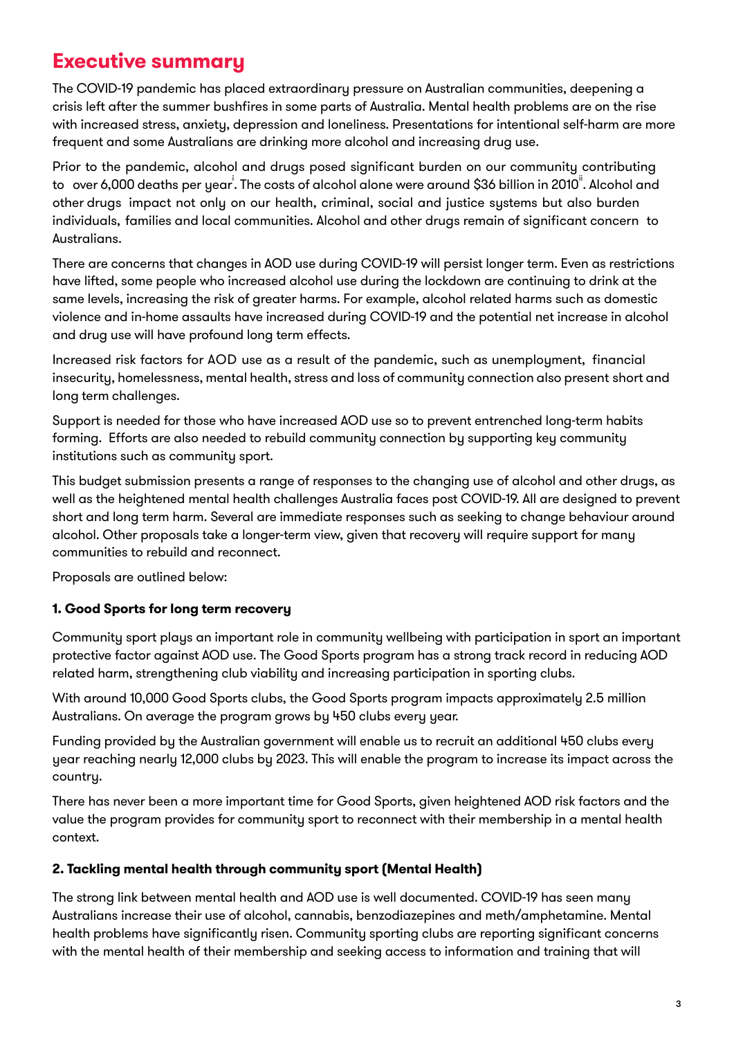# Executive summary

The COVID-19 pandemic has placed extraordinary pressure on Australian communities, deepening a crisis left after the summer bushfires in some parts of Australia. Mental health problems are on the rise with increased stress, anxiety, depression and loneliness. Presentations for intentional self-harm are more frequent and some Australians are drinking more alcohol and increasing drug use.

Prior to the pandemic, alcohol and drugs posed significant burden on our community contributing to over 6,000 deaths per year[i]. The costs of alcohol alone were around $36 billion in 2010[ii]. Alcohol and other drugs impact not only on our health, criminal, social and justice systems but also burden individuals, families and local communities. Alcohol and other drugs remain of significant concern to Australians.

There are concerns that changes in AOD use during COVID-19 will persist longer term. Even as restrictions have lifted, some people who increased alcohol use during the lockdown are continuing to drink at the same levels, increasing the risk of greater harms. For example, alcohol related harms such as domestic violence and in-home assaults have increased during COVID-19 and the potential net increase in alcohol and drug use will have profound long term effects.

Increased risk factors for AOD use as a result of the pandemic, such as unemployment, financial insecurity, homelessness, mental health, stress and loss of community connection also present short and long term challenges.

Support is needed for those who have increased AOD use so to prevent entrenched long-term habits forming. Efforts are also needed to rebuild community connection by supporting key community institutions such as community sport.

This budget submission presents a range of responses to the changing use of alcohol and other drugs, as well as the heightened mental health challenges Australia faces post COVID-19. All are designed to prevent short and long term harm. Several are immediate responses such as seeking to change behaviour around alcohol. Other proposals take a longer-term view, given that recovery will require support for many communities to rebuild and reconnect.

Proposals are outlined below:

**1. Good Sports for long term recovery**

Community sport plays an important role in community wellbeing with participation in sport an important protective factor against AOD use. The Good Sports program has a strong track record in reducing AOD related harm, strengthening club viability and increasing participation in sporting clubs.

With around 10,000 Good Sports clubs, the Good Sports program impacts approximately 2.5 million Australians. On average the program grows by 450 clubs every year.

Funding provided by the Australian government will enable us to recruit an additional 450 clubs every year reaching nearly 12,000 clubs by 2023. This will enable the program to increase its impact across the country.

There has never been a more important time for Good Sports, given heightened AOD risk factors and the value the program provides for community sport to reconnect with their membership in a mental health context.

**2. Tackling mental health through community sport (Mental Health)**

The strong link between mental health and AOD use is well documented. COVID-19 has seen many Australians increase their use of alcohol, cannabis, benzodiazepines and meth/amphetamine. Mental health problems have significantly risen. Community sporting clubs are reporting significant concerns with the mental health of their membership and seeking access to information and training that will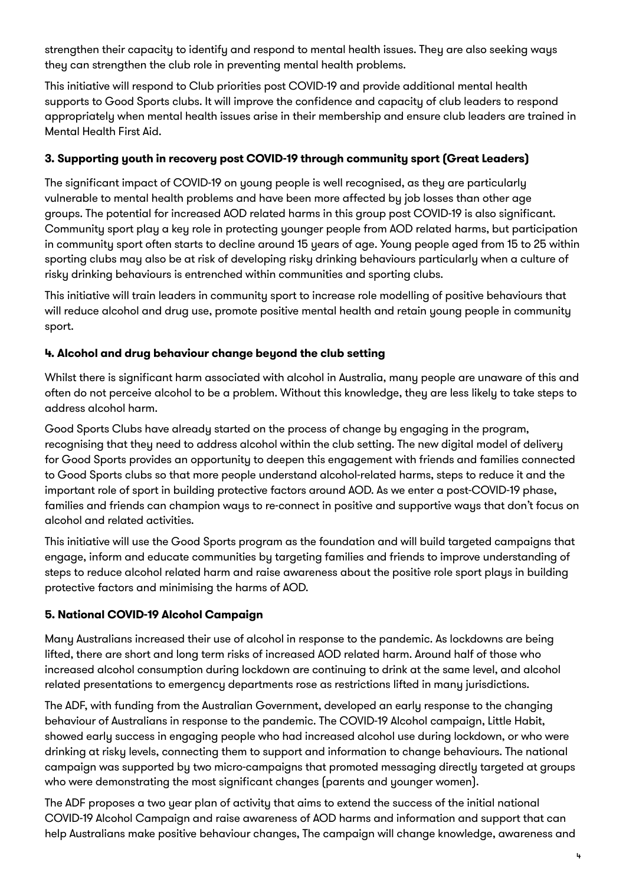strengthen their capacity to identify and respond to mental health issues. They are also seeking ways they can strengthen the club role in preventing mental health problems.

This initiative will respond to Club priorities post COVID-19 and provide additional mental health supports to Good Sports clubs. It will improve the confidence and capacity of club leaders to respond appropriately when mental health issues arise in their membership and ensure club leaders are trained in Mental Health First Aid.

### 3. Supporting youth in recovery post COVID-19 through community sport (Great Leaders)

The significant impact of COVID-19 on young people is well recognised, as they are particularly vulnerable to mental health problems and have been more affected by job losses than other age groups. The potential for increased AOD related harms in this group post COVID-19 is also significant. Community sport play a key role in protecting younger people from AOD related harms, but participation in community sport often starts to decline around 15 years of age. Young people aged from 15 to 25 within sporting clubs may also be at risk of developing risky drinking behaviours particularly when a culture of risky drinking behaviours is entrenched within communities and sporting clubs.

This initiative will train leaders in community sport to increase role modelling of positive behaviours that will reduce alcohol and drug use, promote positive mental health and retain young people in community sport.

### 4. Alcohol and drug behaviour change beyond the club setting

Whilst there is significant harm associated with alcohol in Australia, many people are unaware of this and often do not perceive alcohol to be a problem. Without this knowledge, they are less likely to take steps to address alcohol harm.

Good Sports Clubs have already started on the process of change by engaging in the program, recognising that they need to address alcohol within the club setting. The new digital model of delivery for Good Sports provides an opportunity to deepen this engagement with friends and families connected to Good Sports clubs so that more people understand alcohol-related harms, steps to reduce it and the important role of sport in building protective factors around AOD. As we enter a post-COVID-19 phase, families and friends can champion ways to re-connect in positive and supportive ways that don't focus on alcohol and related activities.

This initiative will use the Good Sports program as the foundation and will build targeted campaigns that engage, inform and educate communities by targeting families and friends to improve understanding of steps to reduce alcohol related harm and raise awareness about the positive role sport plays in building protective factors and minimising the harms of AOD.

### 5. National COVID-19 Alcohol Campaign

Many Australians increased their use of alcohol in response to the pandemic. As lockdowns are being lifted, there are short and long term risks of increased AOD related harm. Around half of those who increased alcohol consumption during lockdown are continuing to drink at the same level, and alcohol related presentations to emergency departments rose as restrictions lifted in many jurisdictions.

The ADF, with funding from the Australian Government, developed an early response to the changing behaviour of Australians in response to the pandemic. The COVID-19 Alcohol campaign, Little Habit, showed early success in engaging people who had increased alcohol use during lockdown, or who were drinking at risky levels, connecting them to support and information to change behaviours. The national campaign was supported by two micro-campaigns that promoted messaging directly targeted at groups who were demonstrating the most significant changes (parents and younger women).

The ADF proposes a two year plan of activity that aims to extend the success of the initial national COVID-19 Alcohol Campaign and raise awareness of AOD harms and information and support that can help Australians make positive behaviour changes, The campaign will change knowledge, awareness and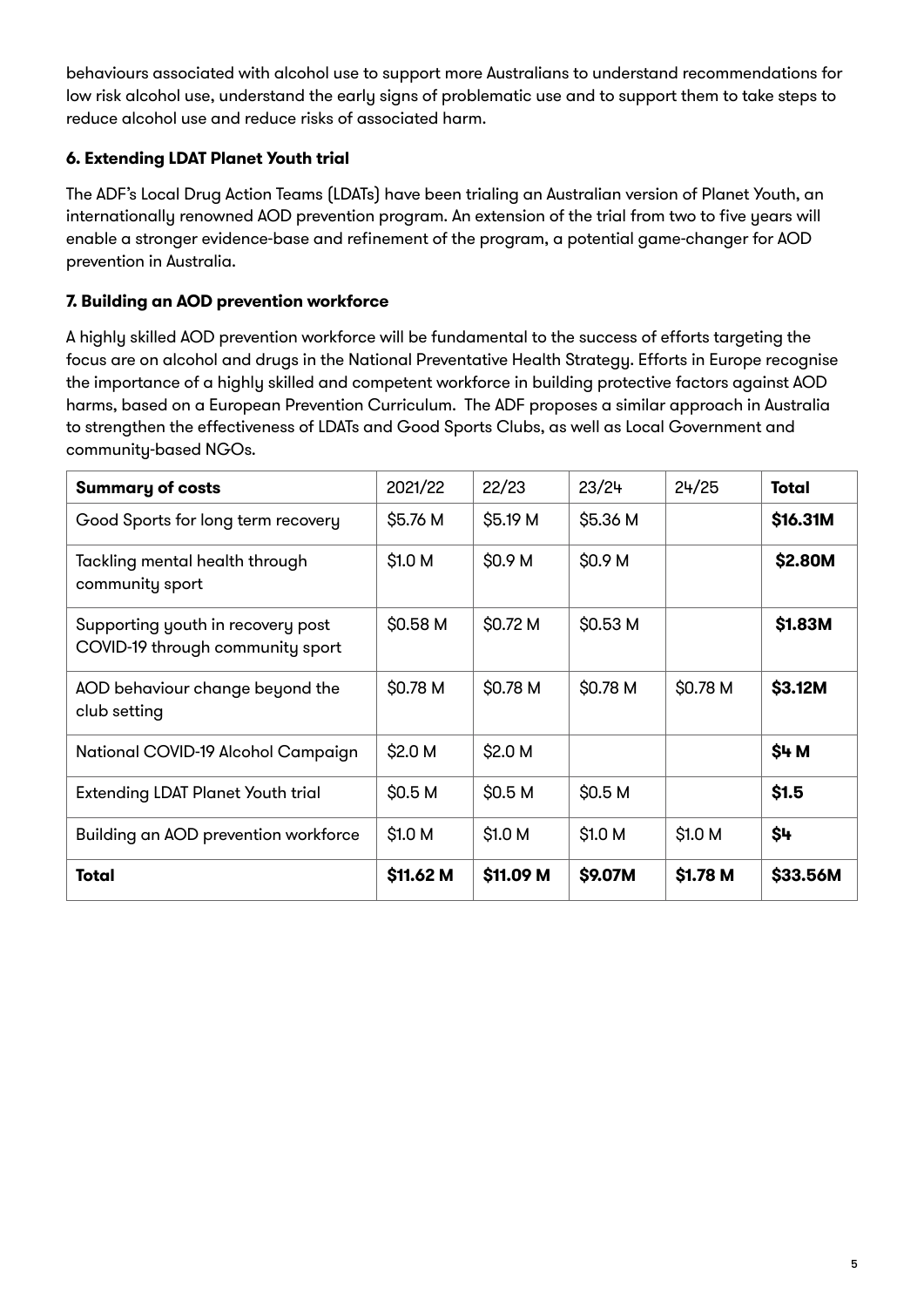behaviours associated with alcohol use to support more Australians to understand recommendations for low risk alcohol use, understand the early signs of problematic use and to support them to take steps to reduce alcohol use and reduce risks of associated harm.

### 6. Extending LDAT Planet Youth trial

The ADF's Local Drug Action Teams (LDATs) have been trialing an Australian version of Planet Youth, an internationally renowned AOD prevention program. An extension of the trial from two to five years will enable a stronger evidence-base and refinement of the program, a potential game-changer for AOD prevention in Australia.

### 7. Building an AOD prevention workforce

A highly skilled AOD prevention workforce will be fundamental to the success of efforts targeting the focus are on alcohol and drugs in the National Preventative Health Strategy. Efforts in Europe recognise the importance of a highly skilled and competent workforce in building protective factors against AOD harms, based on a European Prevention Curriculum. The ADF proposes a similar approach in Australia to strengthen the effectiveness of LDATs and Good Sports Clubs, as well as Local Government and community-based NGOs.

| **Summary of costs** | 2021/22 | 22/23 | 23/24 | 24/25 | **Total** |
|---|---|---|---|---|---|
| Good Sports for long term recovery | $5.76 M | $5.19 M | $5.36 M | | **$16.31M** |
| Tackling mental health through community sport | $1.0 M | $0.9 M | $0.9 M | | **$2.80M** |
| Supporting youth in recovery post COVID-19 through community sport | $0.58 M | $0.72 M | $0.53 M | | **$1.83M** |
| AOD behaviour change beyond the club setting | $0.78 M | $0.78 M | $0.78 M | $0.78 M | **$3.12M** |
| National COVID-19 Alcohol Campaign | $2.0 M | $2.0 M | | | **$4 M** |
| Extending LDAT Planet Youth trial | $0.5 M | $0.5 M | $0.5 M | | **$1.5** |
| Building an AOD prevention workforce | $1.0 M | $1.0 M | $1.0 M | $1.0 M | **$4** |
| **Total** | **$11.62 M** | **$11.09 M** | **$9.07M** | **$1.78 M** | **$33.56M** |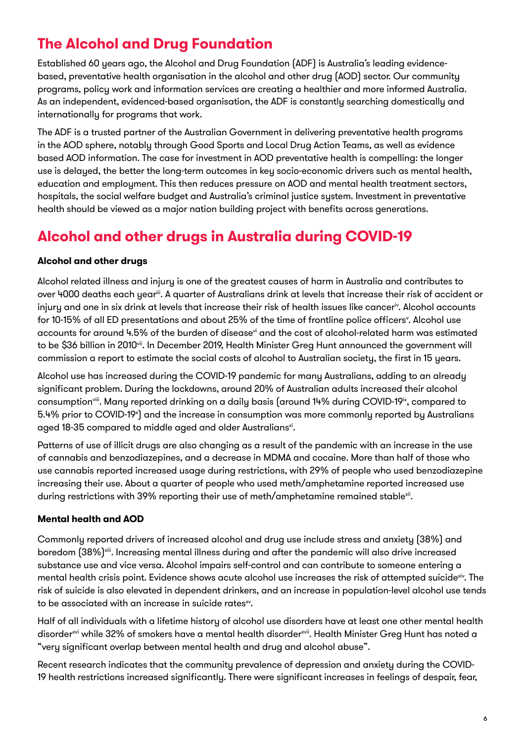## The Alcohol and Drug Foundation

Established 60 years ago, the Alcohol and Drug Foundation (ADF) is Australia's leading evidence-based, preventative health organisation in the alcohol and other drug (AOD) sector. Our community programs, policy work and information services are creating a healthier and more informed Australia. As an independent, evidenced-based organisation, the ADF is constantly searching domestically and internationally for programs that work.

The ADF is a trusted partner of the Australian Government in delivering preventative health programs in the AOD sphere, notably through Good Sports and Local Drug Action Teams, as well as evidence based AOD information. The case for investment in AOD preventative health is compelling: the longer use is delayed, the better the long-term outcomes in key socio-economic drivers such as mental health, education and employment. This then reduces pressure on AOD and mental health treatment sectors, hospitals, the social welfare budget and Australia's criminal justice system. Investment in preventative health should be viewed as a major nation building project with benefits across generations.

## Alcohol and other drugs in Australia during COVID-19

**Alcohol and other drugs**

Alcohol related illness and injury is one of the greatest causes of harm in Australia and contributes to over 4000 deaths each year[iii]. A quarter of Australians drink at levels that increase their risk of accident or injury and one in six drink at levels that increase their risk of health issues like cancer[iv]. Alcohol accounts for 10-15% of all ED presentations and about 25% of the time of frontline police officers[v]. Alcohol use accounts for around 4.5% of the burden of disease[vi] and the cost of alcohol-related harm was estimated to be $36 billion in 2010[vii]. In December 2019, Health Minister Greg Hunt announced the government will commission a report to estimate the social costs of alcohol to Australian society, the first in 15 years.

Alcohol use has increased during the COVID-19 pandemic for many Australians, adding to an already significant problem. During the lockdowns, around 20% of Australian adults increased their alcohol consumption[viii]. Many reported drinking on a daily basis (around 14% during COVID-19[ix], compared to 5.4% prior to COVID-19[x]) and the increase in consumption was more commonly reported by Australians aged 18-35 compared to middle aged and older Australians[xi].

Patterns of use of illicit drugs are also changing as a result of the pandemic with an increase in the use of cannabis and benzodiazepines, and a decrease in MDMA and cocaine. More than half of those who use cannabis reported increased usage during restrictions, with 29% of people who used benzodiazepine increasing their use. About a quarter of people who used meth/amphetamine reported increased use during restrictions with 39% reporting their use of meth/amphetamine remained stable[xii].

**Mental health and AOD**

Commonly reported drivers of increased alcohol and drug use include stress and anxiety (38%) and boredom (38%)[xiii]. Increasing mental illness during and after the pandemic will also drive increased substance use and vice versa. Alcohol impairs self-control and can contribute to someone entering a mental health crisis point. Evidence shows acute alcohol use increases the risk of attempted suicide[xiv]. The risk of suicide is also elevated in dependent drinkers, and an increase in population-level alcohol use tends to be associated with an increase in suicide rates[xv].

Half of all individuals with a lifetime history of alcohol use disorders have at least one other mental health disorder[xvi] while 32% of smokers have a mental health disorder[xvii]. Health Minister Greg Hunt has noted a "very significant overlap between mental health and drug and alcohol abuse".

Recent research indicates that the community prevalence of depression and anxiety during the COVID-19 health restrictions increased significantly. There were significant increases in feelings of despair, fear,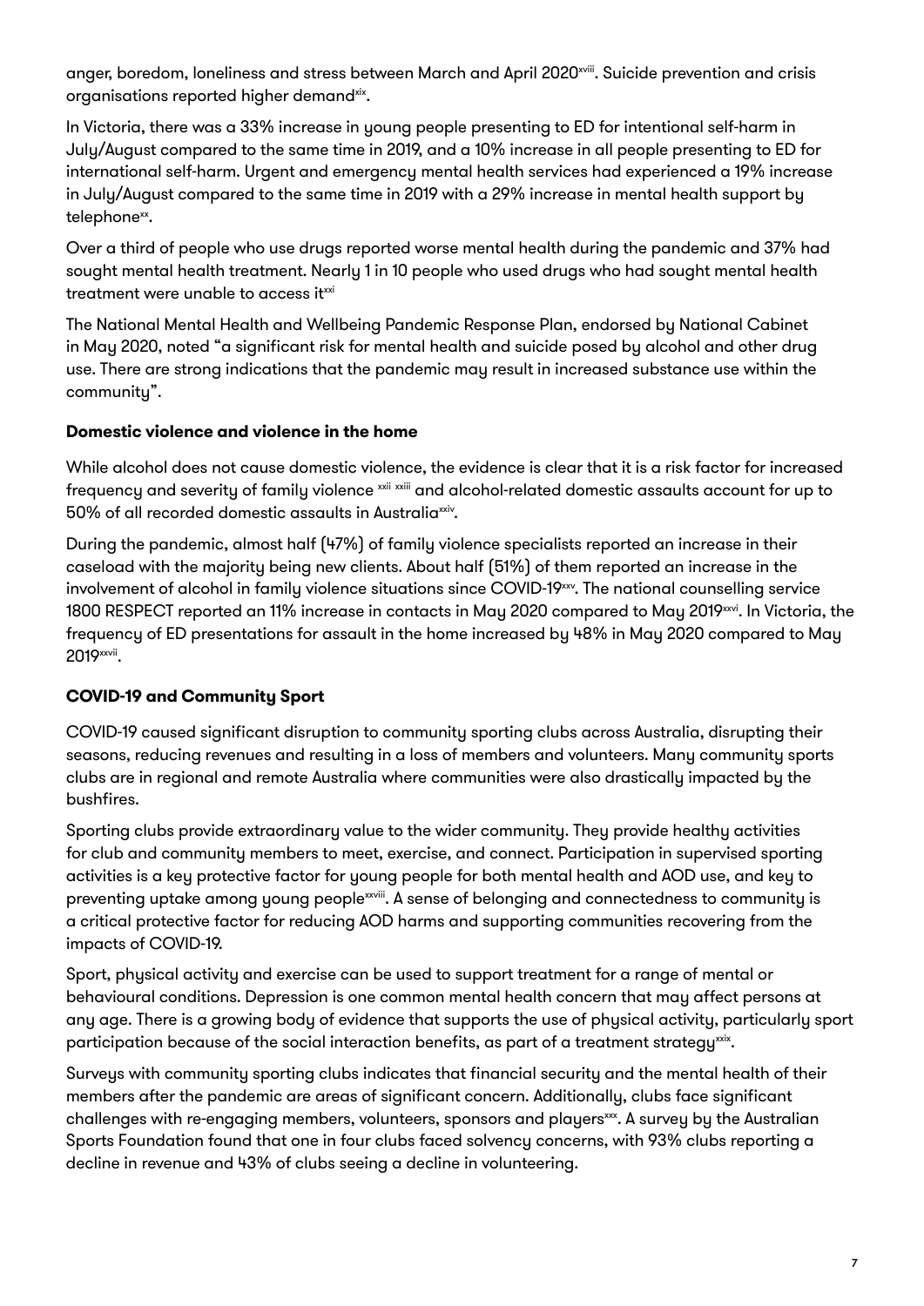anger, boredom, loneliness and stress between March and April 2020[xviii]. Suicide prevention and crisis organisations reported higher demand[xix].

In Victoria, there was a 33% increase in young people presenting to ED for intentional self-harm in July/August compared to the same time in 2019, and a 10% increase in all people presenting to ED for international self-harm. Urgent and emergency mental health services had experienced a 19% increase in July/August compared to the same time in 2019 with a 29% increase in mental health support by telephone[xx].

Over a third of people who use drugs reported worse mental health during the pandemic and 37% had sought mental health treatment. Nearly 1 in 10 people who used drugs who had sought mental health treatment were unable to access it[xxi]

The National Mental Health and Wellbeing Pandemic Response Plan, endorsed by National Cabinet in May 2020, noted "a significant risk for mental health and suicide posed by alcohol and other drug use. There are strong indications that the pandemic may result in increased substance use within the community".

### Domestic violence and violence in the home

While alcohol does not cause domestic violence, the evidence is clear that it is a risk factor for increased frequency and severity of family violence [xxii] [xxiii] and alcohol-related domestic assaults account for up to 50% of all recorded domestic assaults in Australia[xxiv].

During the pandemic, almost half (47%) of family violence specialists reported an increase in their caseload with the majority being new clients. About half (51%) of them reported an increase in the involvement of alcohol in family violence situations since COVID-19[xxv]. The national counselling service 1800 RESPECT reported an 11% increase in contacts in May 2020 compared to May 2019[xxvi]. In Victoria, the frequency of ED presentations for assault in the home increased by 48% in May 2020 compared to May 2019[xxvii].

### COVID-19 and Community Sport

COVID-19 caused significant disruption to community sporting clubs across Australia, disrupting their seasons, reducing revenues and resulting in a loss of members and volunteers. Many community sports clubs are in regional and remote Australia where communities were also drastically impacted by the bushfires.

Sporting clubs provide extraordinary value to the wider community. They provide healthy activities for club and community members to meet, exercise, and connect. Participation in supervised sporting activities is a key protective factor for young people for both mental health and AOD use, and key to preventing uptake among young people[xxviii]. A sense of belonging and connectedness to community is a critical protective factor for reducing AOD harms and supporting communities recovering from the impacts of COVID-19.

Sport, physical activity and exercise can be used to support treatment for a range of mental or behavioural conditions. Depression is one common mental health concern that may affect persons at any age. There is a growing body of evidence that supports the use of physical activity, particularly sport participation because of the social interaction benefits, as part of a treatment strategy[xxix].

Surveys with community sporting clubs indicates that financial security and the mental health of their members after the pandemic are areas of significant concern. Additionally, clubs face significant challenges with re-engaging members, volunteers, sponsors and players[xxx]. A survey by the Australian Sports Foundation found that one in four clubs faced solvency concerns, with 93% clubs reporting a decline in revenue and 43% of clubs seeing a decline in volunteering.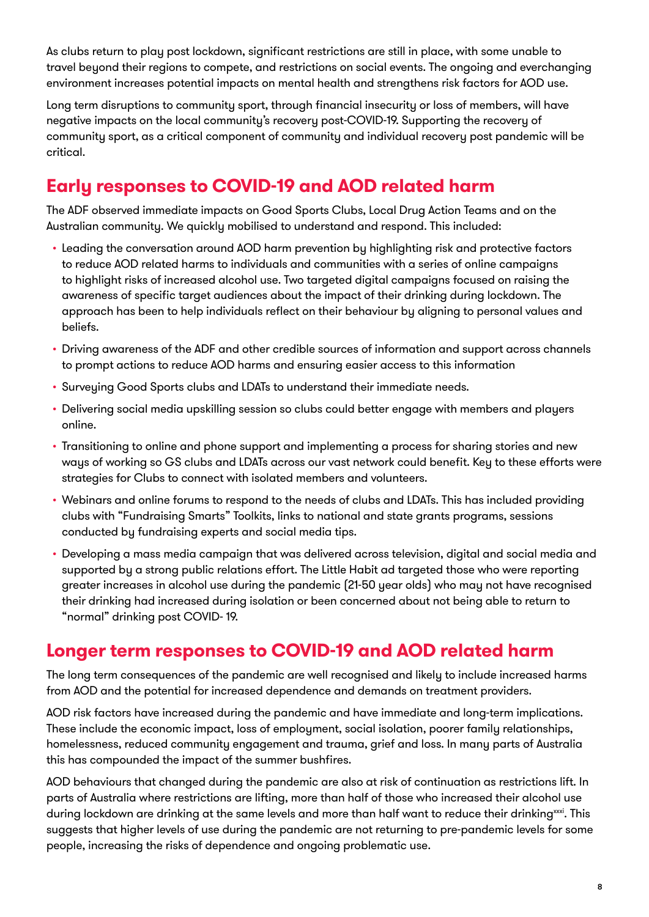As clubs return to play post lockdown, significant restrictions are still in place, with some unable to travel beyond their regions to compete, and restrictions on social events. The ongoing and everchanging environment increases potential impacts on mental health and strengthens risk factors for AOD use.

Long term disruptions to community sport, through financial insecurity or loss of members, will have negative impacts on the local community's recovery post-COVID-19. Supporting the recovery of community sport, as a critical component of community and individual recovery post pandemic will be critical.

## Early responses to COVID-19 and AOD related harm

The ADF observed immediate impacts on Good Sports Clubs, Local Drug Action Teams and on the Australian community. We quickly mobilised to understand and respond. This included:

- Leading the conversation around AOD harm prevention by highlighting risk and protective factors to reduce AOD related harms to individuals and communities with a series of online campaigns to highlight risks of increased alcohol use. Two targeted digital campaigns focused on raising the awareness of specific target audiences about the impact of their drinking during lockdown. The approach has been to help individuals reflect on their behaviour by aligning to personal values and beliefs.
- Driving awareness of the ADF and other credible sources of information and support across channels to prompt actions to reduce AOD harms and ensuring easier access to this information
- Surveying Good Sports clubs and LDATs to understand their immediate needs.
- Delivering social media upskilling session so clubs could better engage with members and players online.
- Transitioning to online and phone support and implementing a process for sharing stories and new ways of working so GS clubs and LDATs across our vast network could benefit. Key to these efforts were strategies for Clubs to connect with isolated members and volunteers.
- Webinars and online forums to respond to the needs of clubs and LDATs. This has included providing clubs with "Fundraising Smarts" Toolkits, links to national and state grants programs, sessions conducted by fundraising experts and social media tips.
- Developing a mass media campaign that was delivered across television, digital and social media and supported by a strong public relations effort. The Little Habit ad targeted those who were reporting greater increases in alcohol use during the pandemic (21-50 year olds) who may not have recognised their drinking had increased during isolation or been concerned about not being able to return to "normal" drinking post COVID- 19.

## Longer term responses to COVID-19 and AOD related harm

The long term consequences of the pandemic are well recognised and likely to include increased harms from AOD and the potential for increased dependence and demands on treatment providers.

AOD risk factors have increased during the pandemic and have immediate and long-term implications. These include the economic impact, loss of employment, social isolation, poorer family relationships, homelessness, reduced community engagement and trauma, grief and loss. In many parts of Australia this has compounded the impact of the summer bushfires.

AOD behaviours that changed during the pandemic are also at risk of continuation as restrictions lift. In parts of Australia where restrictions are lifting, more than half of those who increased their alcohol use during lockdown are drinking at the same levels and more than half want to reduce their drinking[xxxi]. This suggests that higher levels of use during the pandemic are not returning to pre-pandemic levels for some people, increasing the risks of dependence and ongoing problematic use.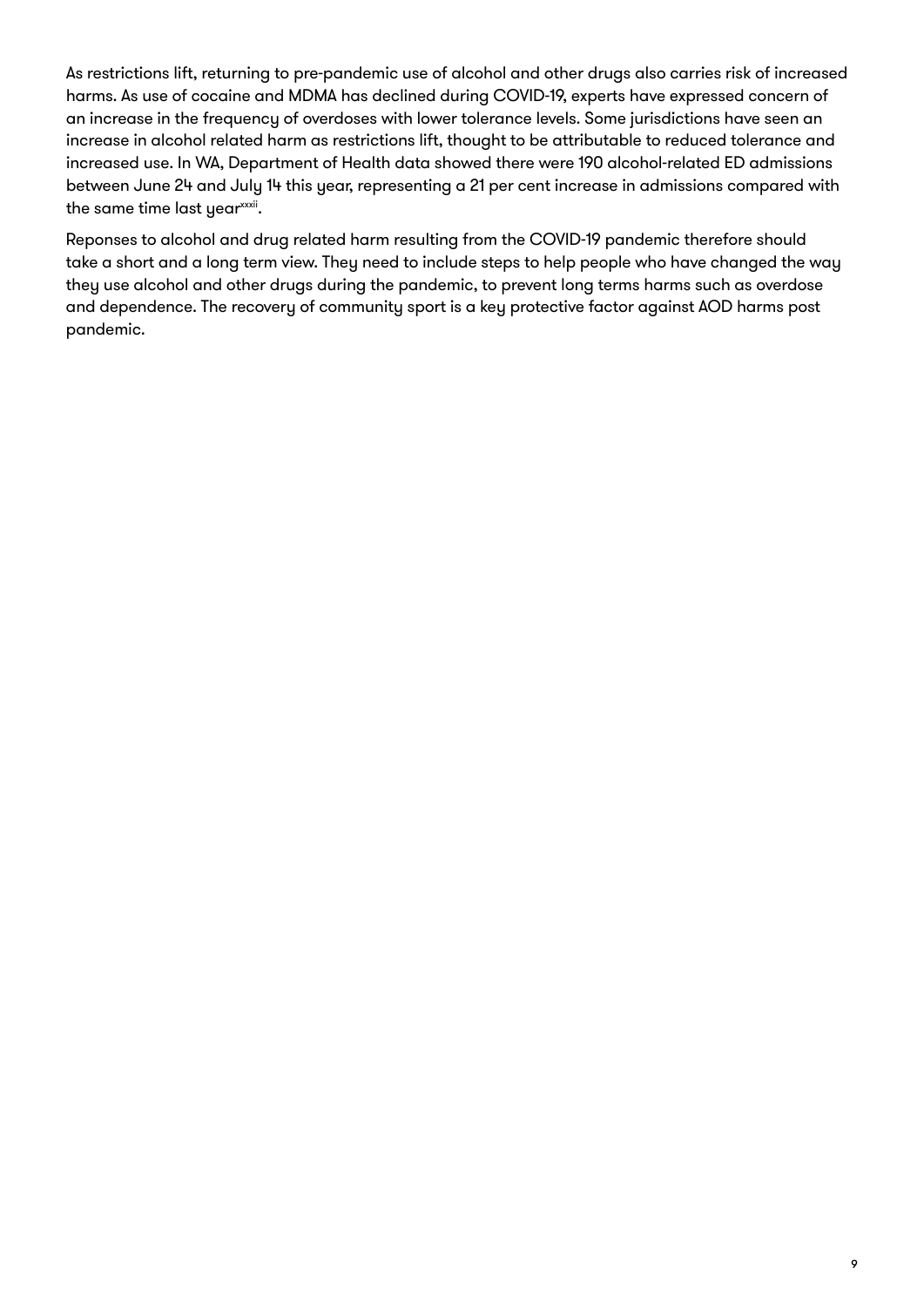As restrictions lift, returning to pre-pandemic use of alcohol and other drugs also carries risk of increased harms. As use of cocaine and MDMA has declined during COVID-19, experts have expressed concern of an increase in the frequency of overdoses with lower tolerance levels. Some jurisdictions have seen an increase in alcohol related harm as restrictions lift, thought to be attributable to reduced tolerance and increased use. In WA, Department of Health data showed there were 190 alcohol-related ED admissions between June 24 and July 14 this year, representing a 21 per cent increase in admissions compared with the same time last year[xxxii].

Reponses to alcohol and drug related harm resulting from the COVID-19 pandemic therefore should take a short and a long term view. They need to include steps to help people who have changed the way they use alcohol and other drugs during the pandemic, to prevent long terms harms such as overdose and dependence. The recovery of community sport is a key protective factor against AOD harms post pandemic.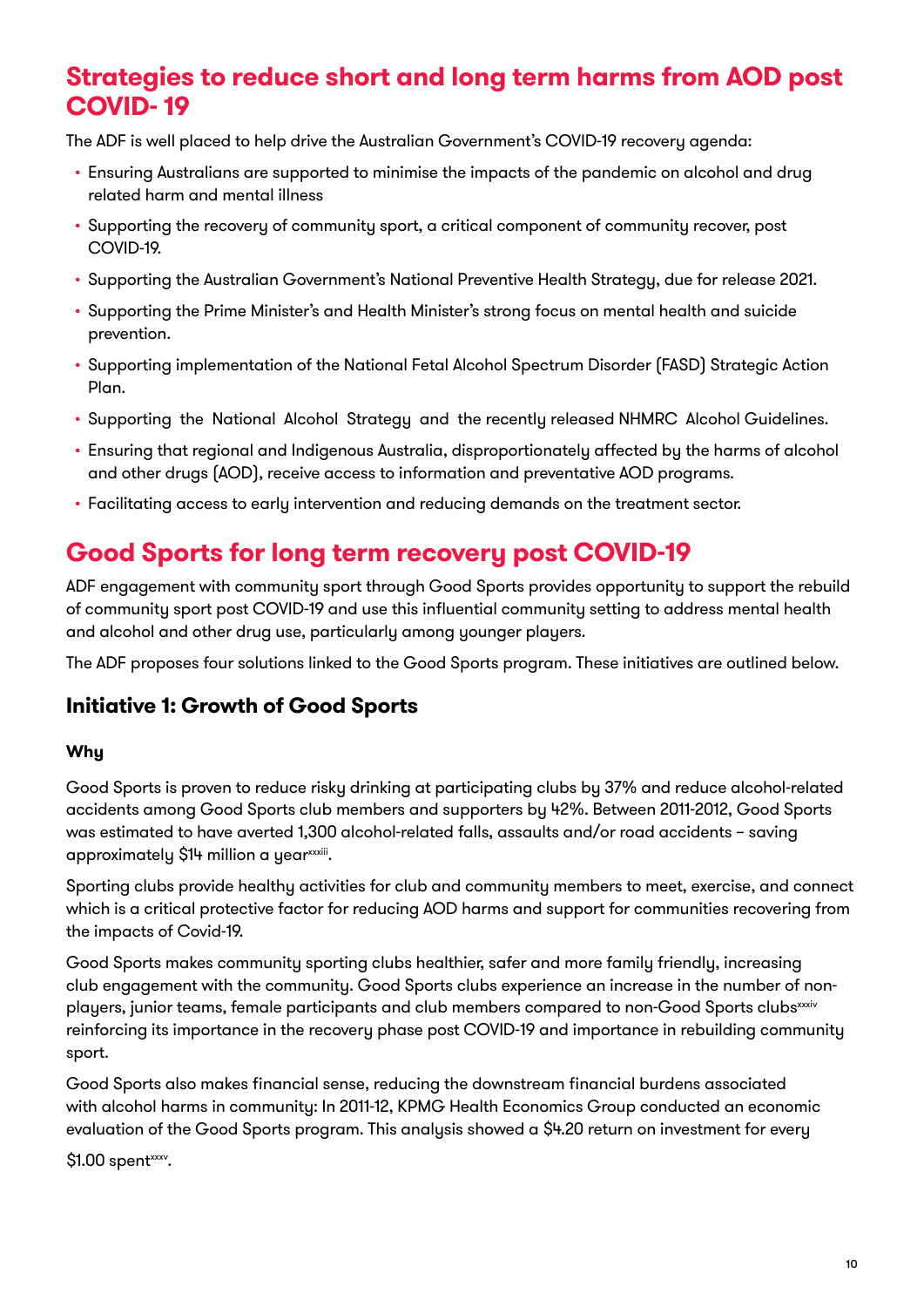## Strategies to reduce short and long term harms from AOD post COVID- 19

The ADF is well placed to help drive the Australian Government's COVID-19 recovery agenda:

- Ensuring Australians are supported to minimise the impacts of the pandemic on alcohol and drug related harm and mental illness
- Supporting the recovery of community sport, a critical component of community recover, post COVID-19.
- Supporting the Australian Government's National Preventive Health Strategy, due for release 2021.
- Supporting the Prime Minister's and Health Minister's strong focus on mental health and suicide prevention.
- Supporting implementation of the National Fetal Alcohol Spectrum Disorder (FASD) Strategic Action Plan.
- Supporting the National Alcohol Strategy and the recently released NHMRC Alcohol Guidelines.
- Ensuring that regional and Indigenous Australia, disproportionately affected by the harms of alcohol and other drugs (AOD), receive access to information and preventative AOD programs.
- Facilitating access to early intervention and reducing demands on the treatment sector.

## Good Sports for long term recovery post COVID-19

ADF engagement with community sport through Good Sports provides opportunity to support the rebuild of community sport post COVID-19 and use this influential community setting to address mental health and alcohol and other drug use, particularly among younger players.

The ADF proposes four solutions linked to the Good Sports program. These initiatives are outlined below.

### Initiative 1: Growth of Good Sports

#### Why

Good Sports is proven to reduce risky drinking at participating clubs by 37% and reduce alcohol-related accidents among Good Sports club members and supporters by 42%. Between 2011-2012, Good Sports was estimated to have averted 1,300 alcohol-related falls, assaults and/or road accidents – saving approximately $14 million a year[xxxiii].

Sporting clubs provide healthy activities for club and community members to meet, exercise, and connect which is a critical protective factor for reducing AOD harms and support for communities recovering from the impacts of Covid-19.

Good Sports makes community sporting clubs healthier, safer and more family friendly, increasing club engagement with the community. Good Sports clubs experience an increase in the number of non-players, junior teams, female participants and club members compared to non-Good Sports clubs[xxxiv] reinforcing its importance in the recovery phase post COVID-19 and importance in rebuilding community sport.

Good Sports also makes financial sense, reducing the downstream financial burdens associated with alcohol harms in community: In 2011-12, KPMG Health Economics Group conducted an economic evaluation of the Good Sports program. This analysis showed a $4.20 return on investment for every $1.00 spent[xxxv].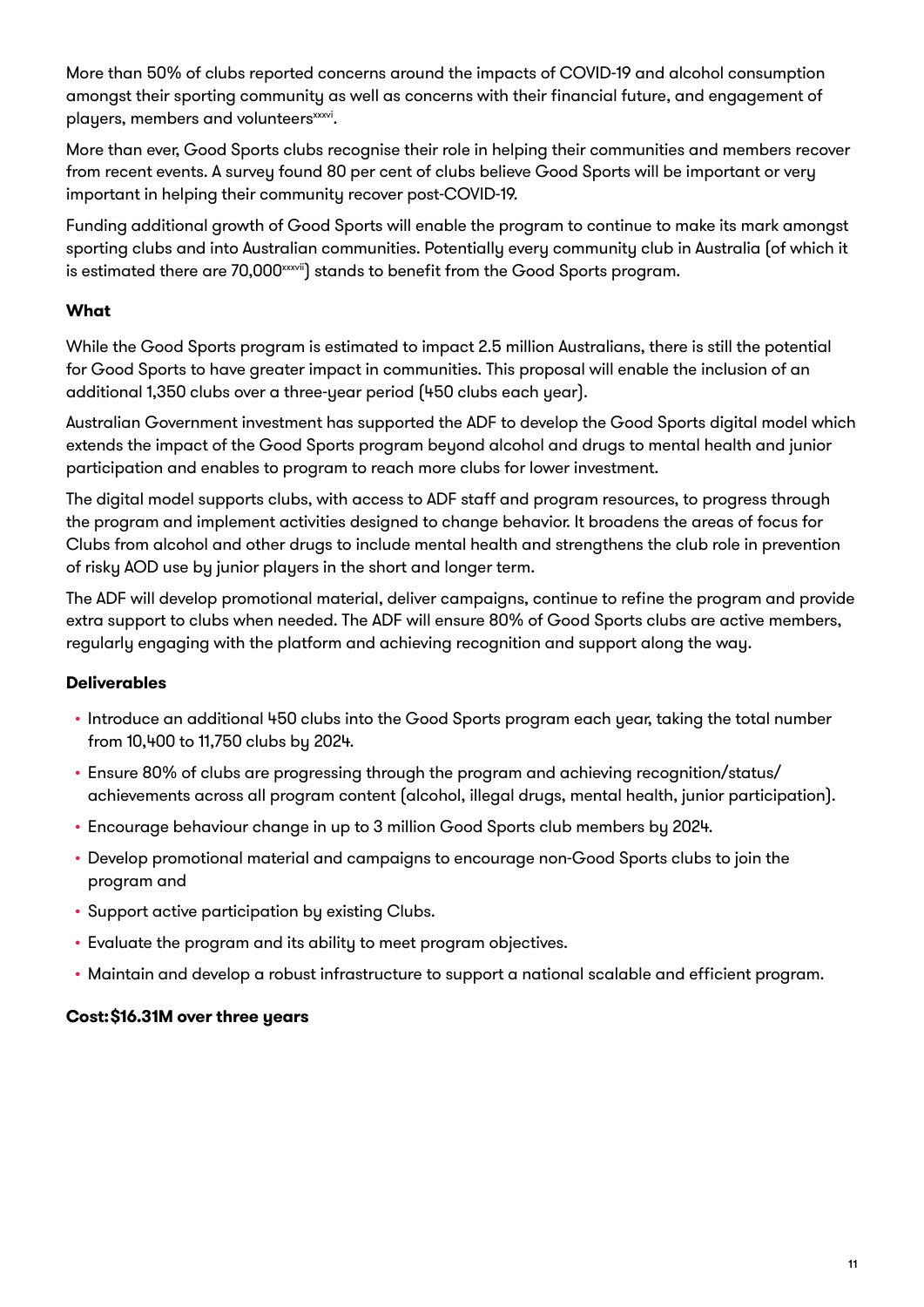More than 50% of clubs reported concerns around the impacts of COVID-19 and alcohol consumption amongst their sporting community as well as concerns with their financial future, and engagement of players, members and volunteers[xxxvi].

More than ever, Good Sports clubs recognise their role in helping their communities and members recover from recent events. A survey found 80 per cent of clubs believe Good Sports will be important or very important in helping their community recover post-COVID-19.

Funding additional growth of Good Sports will enable the program to continue to make its mark amongst sporting clubs and into Australian communities. Potentially every community club in Australia (of which it is estimated there are 70,000[xxxvii]) stands to benefit from the Good Sports program.

**What**

While the Good Sports program is estimated to impact 2.5 million Australians, there is still the potential for Good Sports to have greater impact in communities. This proposal will enable the inclusion of an additional 1,350 clubs over a three-year period (450 clubs each year).

Australian Government investment has supported the ADF to develop the Good Sports digital model which extends the impact of the Good Sports program beyond alcohol and drugs to mental health and junior participation and enables to program to reach more clubs for lower investment.

The digital model supports clubs, with access to ADF staff and program resources, to progress through the program and implement activities designed to change behavior. It broadens the areas of focus for Clubs from alcohol and other drugs to include mental health and strengthens the club role in prevention of risky AOD use by junior players in the short and longer term.

The ADF will develop promotional material, deliver campaigns, continue to refine the program and provide extra support to clubs when needed. The ADF will ensure 80% of Good Sports clubs are active members, regularly engaging with the platform and achieving recognition and support along the way.

**Deliverables**

- Introduce an additional 450 clubs into the Good Sports program each year, taking the total number from 10,400 to 11,750 clubs by 2024.
- Ensure 80% of clubs are progressing through the program and achieving recognition/status/achievements across all program content (alcohol, illegal drugs, mental health, junior participation).
- Encourage behaviour change in up to 3 million Good Sports club members by 2024.
- Develop promotional material and campaigns to encourage non-Good Sports clubs to join the program and
- Support active participation by existing Clubs.
- Evaluate the program and its ability to meet program objectives.
- Maintain and develop a robust infrastructure to support a national scalable and efficient program.

**Cost: $16.31M over three years**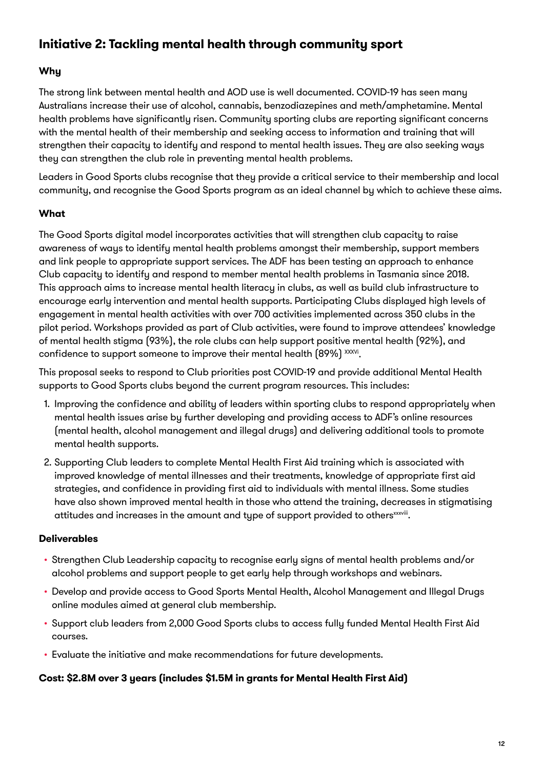## Initiative 2: Tackling mental health through community sport

### Why

The strong link between mental health and AOD use is well documented. COVID-19 has seen many Australians increase their use of alcohol, cannabis, benzodiazepines and meth/amphetamine. Mental health problems have significantly risen. Community sporting clubs are reporting significant concerns with the mental health of their membership and seeking access to information and training that will strengthen their capacity to identify and respond to mental health issues. They are also seeking ways they can strengthen the club role in preventing mental health problems.

Leaders in Good Sports clubs recognise that they provide a critical service to their membership and local community, and recognise the Good Sports program as an ideal channel by which to achieve these aims.

### What

The Good Sports digital model incorporates activities that will strengthen club capacity to raise awareness of ways to identify mental health problems amongst their membership, support members and link people to appropriate support services. The ADF has been testing an approach to enhance Club capacity to identify and respond to member mental health problems in Tasmania since 2018. This approach aims to increase mental health literacy in clubs, as well as build club infrastructure to encourage early intervention and mental health supports. Participating Clubs displayed high levels of engagement in mental health activities with over 700 activities implemented across 350 clubs in the pilot period. Workshops provided as part of Club activities, were found to improve attendees' knowledge of mental health stigma (93%), the role clubs can help support positive mental health (92%), and confidence to support someone to improve their mental health (89%) [xxxvi].

This proposal seeks to respond to Club priorities post COVID-19 and provide additional Mental Health supports to Good Sports clubs beyond the current program resources. This includes:

1. Improving the confidence and ability of leaders within sporting clubs to respond appropriately when mental health issues arise by further developing and providing access to ADF's online resources (mental health, alcohol management and illegal drugs) and delivering additional tools to promote mental health supports.
2. Supporting Club leaders to complete Mental Health First Aid training which is associated with improved knowledge of mental illnesses and their treatments, knowledge of appropriate first aid strategies, and confidence in providing first aid to individuals with mental illness. Some studies have also shown improved mental health in those who attend the training, decreases in stigmatising attitudes and increases in the amount and type of support provided to others[xxxviii].

### Deliverables

- Strengthen Club Leadership capacity to recognise early signs of mental health problems and/or alcohol problems and support people to get early help through workshops and webinars.
- Develop and provide access to Good Sports Mental Health, Alcohol Management and Illegal Drugs online modules aimed at general club membership.
- Support club leaders from 2,000 Good Sports clubs to access fully funded Mental Health First Aid courses.
- Evaluate the initiative and make recommendations for future developments.

**Cost: $2.8M over 3 years (includes $1.5M in grants for Mental Health First Aid)**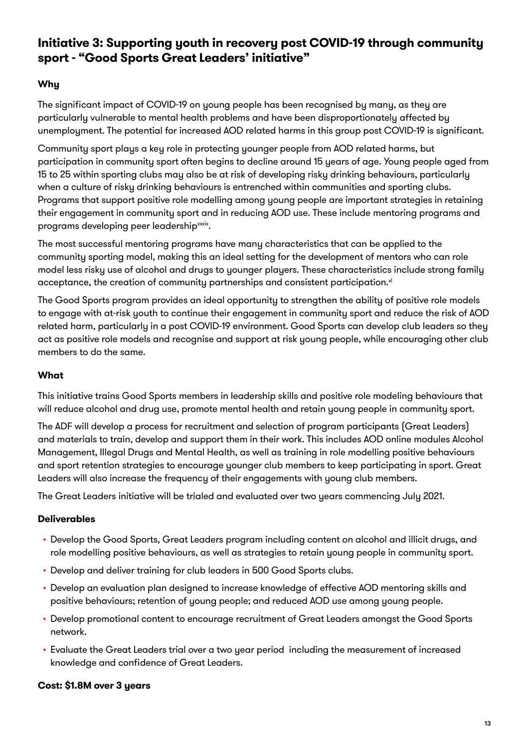## Initiative 3: Supporting youth in recovery post COVID-19 through community sport - "Good Sports Great Leaders' initiative"

**Why**

The significant impact of COVID-19 on young people has been recognised by many, as they are particularly vulnerable to mental health problems and have been disproportionately affected by unemployment. The potential for increased AOD related harms in this group post COVID-19 is significant.

Community sport plays a key role in protecting younger people from AOD related harms, but participation in community sport often begins to decline around 15 years of age. Young people aged from 15 to 25 within sporting clubs may also be at risk of developing risky drinking behaviours, particularly when a culture of risky drinking behaviours is entrenched within communities and sporting clubs. Programs that support positive role modelling among young people are important strategies in retaining their engagement in community sport and in reducing AOD use. These include mentoring programs and programs developing peer leadership[xxxix].

The most successful mentoring programs have many characteristics that can be applied to the community sporting model, making this an ideal setting for the development of mentors who can role model less risky use of alcohol and drugs to younger players. These characteristics include strong family acceptance, the creation of community partnerships and consistent participation.[xl]

The Good Sports program provides an ideal opportunity to strengthen the ability of positive role models to engage with at-risk youth to continue their engagement in community sport and reduce the risk of AOD related harm, particularly in a post COVID-19 environment. Good Sports can develop club leaders so they act as positive role models and recognise and support at risk young people, while encouraging other club members to do the same.

**What**

This initiative trains Good Sports members in leadership skills and positive role modeling behaviours that will reduce alcohol and drug use, promote mental health and retain young people in community sport.

The ADF will develop a process for recruitment and selection of program participants (Great Leaders) and materials to train, develop and support them in their work. This includes AOD online modules Alcohol Management, Illegal Drugs and Mental Health, as well as training in role modelling positive behaviours and sport retention strategies to encourage younger club members to keep participating in sport. Great Leaders will also increase the frequency of their engagements with young club members.

The Great Leaders initiative will be trialed and evaluated over two years commencing July 2021.

**Deliverables**

- Develop the Good Sports, Great Leaders program including content on alcohol and illicit drugs, and role modelling positive behaviours, as well as strategies to retain young people in community sport.
- Develop and deliver training for club leaders in 500 Good Sports clubs.
- Develop an evaluation plan designed to increase knowledge of effective AOD mentoring skills and positive behaviours; retention of young people; and reduced AOD use among young people.
- Develop promotional content to encourage recruitment of Great Leaders amongst the Good Sports network.
- Evaluate the Great Leaders trial over a two year period including the measurement of increased knowledge and confidence of Great Leaders.

**Cost: $1.8M over 3 years**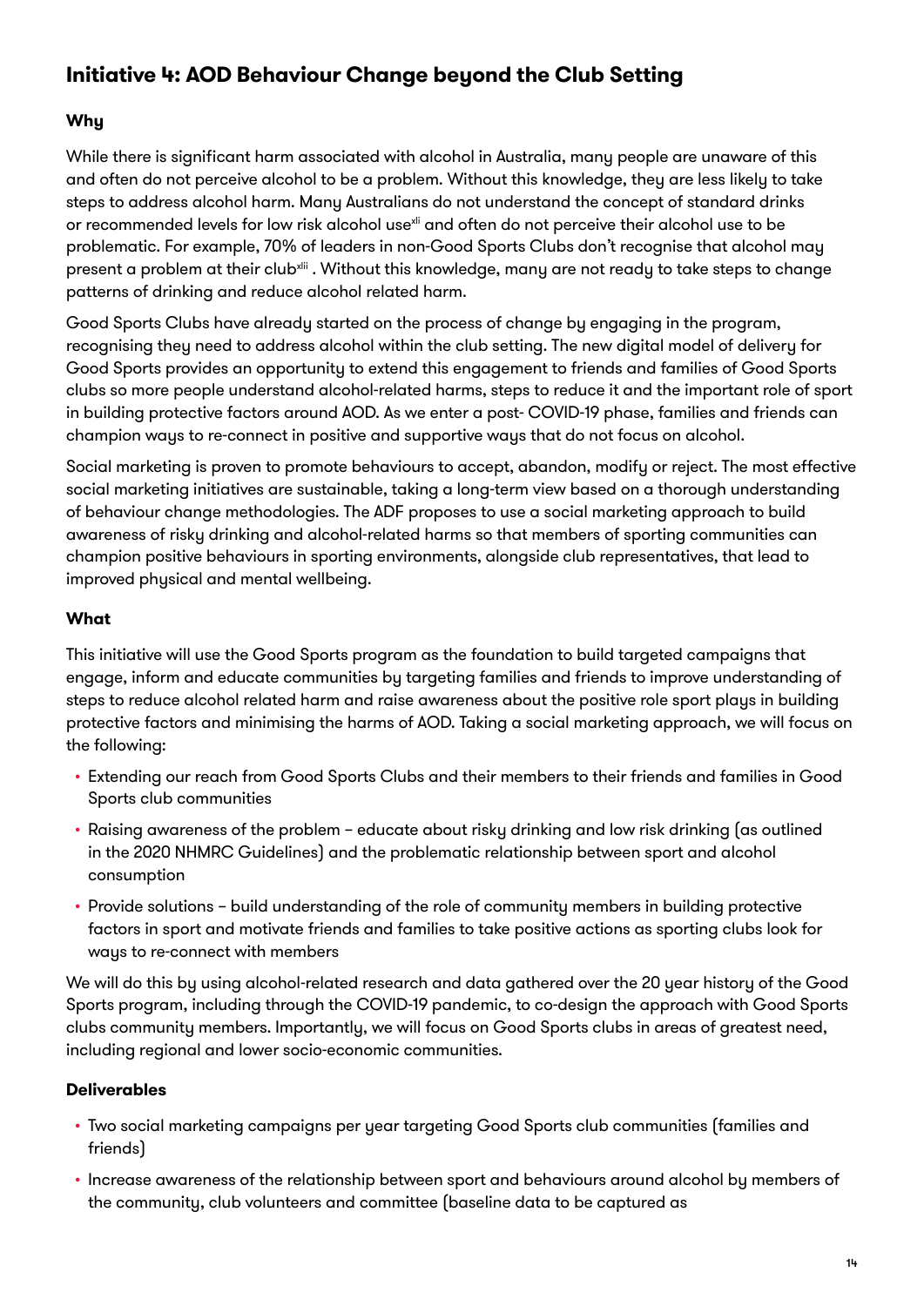## Initiative 4: AOD Behaviour Change beyond the Club Setting

### Why

While there is significant harm associated with alcohol in Australia, many people are unaware of this and often do not perceive alcohol to be a problem. Without this knowledge, they are less likely to take steps to address alcohol harm. Many Australians do not understand the concept of standard drinks or recommended levels for low risk alcohol use[xli] and often do not perceive their alcohol use to be problematic. For example, 70% of leaders in non-Good Sports Clubs don't recognise that alcohol may present a problem at their club[xlii] . Without this knowledge, many are not ready to take steps to change patterns of drinking and reduce alcohol related harm.

Good Sports Clubs have already started on the process of change by engaging in the program, recognising they need to address alcohol within the club setting. The new digital model of delivery for Good Sports provides an opportunity to extend this engagement to friends and families of Good Sports clubs so more people understand alcohol-related harms, steps to reduce it and the important role of sport in building protective factors around AOD. As we enter a post- COVID-19 phase, families and friends can champion ways to re-connect in positive and supportive ways that do not focus on alcohol.

Social marketing is proven to promote behaviours to accept, abandon, modify or reject. The most effective social marketing initiatives are sustainable, taking a long-term view based on a thorough understanding of behaviour change methodologies. The ADF proposes to use a social marketing approach to build awareness of risky drinking and alcohol-related harms so that members of sporting communities can champion positive behaviours in sporting environments, alongside club representatives, that lead to improved physical and mental wellbeing.

### What

This initiative will use the Good Sports program as the foundation to build targeted campaigns that engage, inform and educate communities by targeting families and friends to improve understanding of steps to reduce alcohol related harm and raise awareness about the positive role sport plays in building protective factors and minimising the harms of AOD. Taking a social marketing approach, we will focus on the following:

- Extending our reach from Good Sports Clubs and their members to their friends and families in Good Sports club communities
- Raising awareness of the problem – educate about risky drinking and low risk drinking (as outlined in the 2020 NHMRC Guidelines) and the problematic relationship between sport and alcohol consumption
- Provide solutions – build understanding of the role of community members in building protective factors in sport and motivate friends and families to take positive actions as sporting clubs look for ways to re-connect with members

We will do this by using alcohol-related research and data gathered over the 20 year history of the Good Sports program, including through the COVID-19 pandemic, to co-design the approach with Good Sports clubs community members. Importantly, we will focus on Good Sports clubs in areas of greatest need, including regional and lower socio-economic communities.

### Deliverables

- Two social marketing campaigns per year targeting Good Sports club communities (families and friends)
- Increase awareness of the relationship between sport and behaviours around alcohol by members of the community, club volunteers and committee (baseline data to be captured as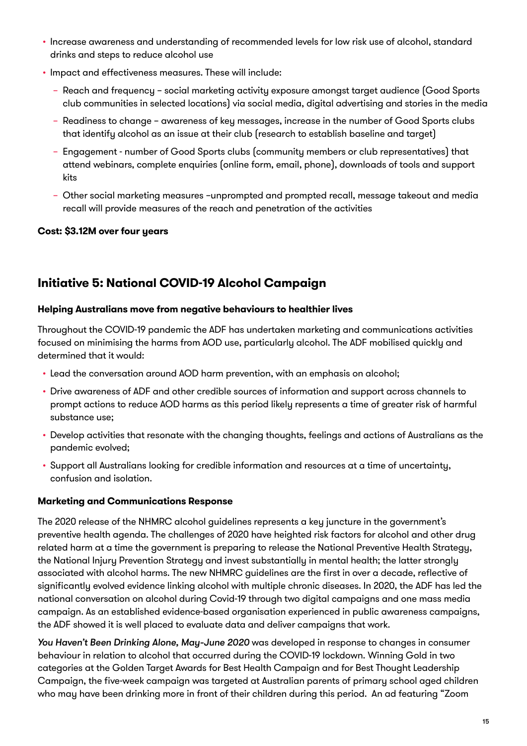- Increase awareness and understanding of recommended levels for low risk use of alcohol, standard drinks and steps to reduce alcohol use
- Impact and effectiveness measures. These will include:
  - Reach and frequency – social marketing activity exposure amongst target audience (Good Sports club communities in selected locations) via social media, digital advertising and stories in the media
  - Readiness to change – awareness of key messages, increase in the number of Good Sports clubs that identify alcohol as an issue at their club (research to establish baseline and target)
  - Engagement - number of Good Sports clubs (community members or club representatives) that attend webinars, complete enquiries (online form, email, phone), downloads of tools and support kits
  - Other social marketing measures –unprompted and prompted recall, message takeout and media recall will provide measures of the reach and penetration of the activities

**Cost: $3.12M over four years**

## Initiative 5: National COVID-19 Alcohol Campaign

**Helping Australians move from negative behaviours to healthier lives**

Throughout the COVID-19 pandemic the ADF has undertaken marketing and communications activities focused on minimising the harms from AOD use, particularly alcohol. The ADF mobilised quickly and determined that it would:

- Lead the conversation around AOD harm prevention, with an emphasis on alcohol;
- Drive awareness of ADF and other credible sources of information and support across channels to prompt actions to reduce AOD harms as this period likely represents a time of greater risk of harmful substance use;
- Develop activities that resonate with the changing thoughts, feelings and actions of Australians as the pandemic evolved;
- Support all Australians looking for credible information and resources at a time of uncertainty, confusion and isolation.

**Marketing and Communications Response**

The 2020 release of the NHMRC alcohol guidelines represents a key juncture in the government's preventive health agenda. The challenges of 2020 have heighted risk factors for alcohol and other drug related harm at a time the government is preparing to release the National Preventive Health Strategy, the National Injury Prevention Strategy and invest substantially in mental health; the latter strongly associated with alcohol harms. The new NHMRC guidelines are the first in over a decade, reflective of significantly evolved evidence linking alcohol with multiple chronic diseases. In 2020, the ADF has led the national conversation on alcohol during Covid-19 through two digital campaigns and one mass media campaign. As an established evidence-based organisation experienced in public awareness campaigns, the ADF showed it is well placed to evaluate data and deliver campaigns that work.

*You Haven't Been Drinking Alone, May-June 2020* was developed in response to changes in consumer behaviour in relation to alcohol that occurred during the COVID-19 lockdown. Winning Gold in two categories at the Golden Target Awards for Best Health Campaign and for Best Thought Leadership Campaign, the five-week campaign was targeted at Australian parents of primary school aged children who may have been drinking more in front of their children during this period. An ad featuring "Zoom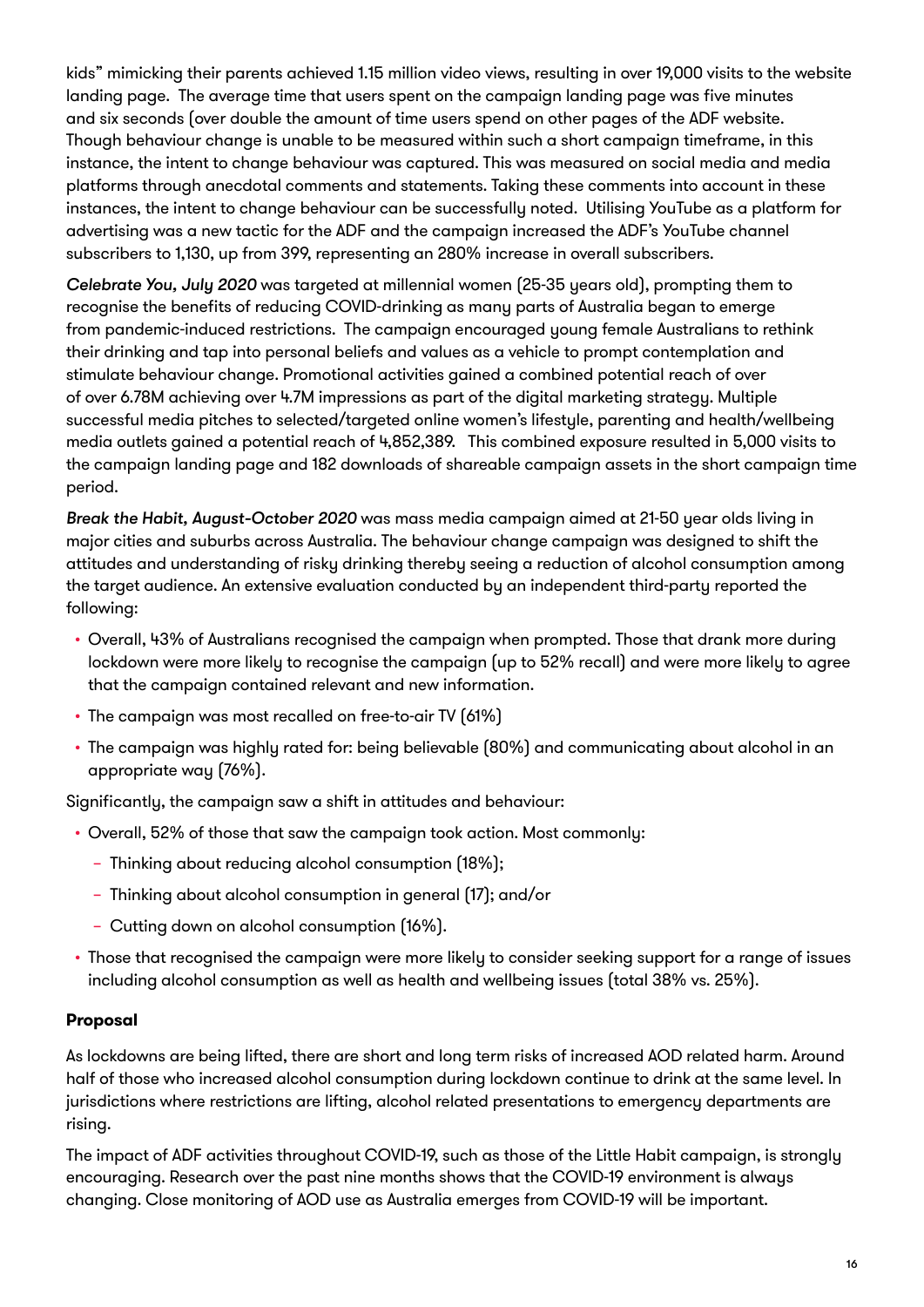kids" mimicking their parents achieved 1.15 million video views, resulting in over 19,000 visits to the website landing page. The average time that users spent on the campaign landing page was five minutes and six seconds (over double the amount of time users spend on other pages of the ADF website. Though behaviour change is unable to be measured within such a short campaign timeframe, in this instance, the intent to change behaviour was captured. This was measured on social media and media platforms through anecdotal comments and statements. Taking these comments into account in these instances, the intent to change behaviour can be successfully noted. Utilising YouTube as a platform for advertising was a new tactic for the ADF and the campaign increased the ADF's YouTube channel subscribers to 1,130, up from 399, representing an 280% increase in overall subscribers.

*Celebrate You, July 2020* was targeted at millennial women (25-35 years old), prompting them to recognise the benefits of reducing COVID-drinking as many parts of Australia began to emerge from pandemic-induced restrictions. The campaign encouraged young female Australians to rethink their drinking and tap into personal beliefs and values as a vehicle to prompt contemplation and stimulate behaviour change. Promotional activities gained a combined potential reach of over of over 6.78M achieving over 4.7M impressions as part of the digital marketing strategy. Multiple successful media pitches to selected/targeted online women's lifestyle, parenting and health/wellbeing media outlets gained a potential reach of 4,852,389. This combined exposure resulted in 5,000 visits to the campaign landing page and 182 downloads of shareable campaign assets in the short campaign time period.

*Break the Habit, August-October 2020* was mass media campaign aimed at 21-50 year olds living in major cities and suburbs across Australia. The behaviour change campaign was designed to shift the attitudes and understanding of risky drinking thereby seeing a reduction of alcohol consumption among the target audience. An extensive evaluation conducted by an independent third-party reported the following:

- Overall, 43% of Australians recognised the campaign when prompted. Those that drank more during lockdown were more likely to recognise the campaign (up to 52% recall) and were more likely to agree that the campaign contained relevant and new information.
- The campaign was most recalled on free-to-air TV (61%)
- The campaign was highly rated for: being believable (80%) and communicating about alcohol in an appropriate way (76%).

Significantly, the campaign saw a shift in attitudes and behaviour:

- Overall, 52% of those that saw the campaign took action. Most commonly:
  - Thinking about reducing alcohol consumption (18%);
  - Thinking about alcohol consumption in general (17); and/or
  - Cutting down on alcohol consumption (16%).
- Those that recognised the campaign were more likely to consider seeking support for a range of issues including alcohol consumption as well as health and wellbeing issues (total 38% vs. 25%).

**Proposal**

As lockdowns are being lifted, there are short and long term risks of increased AOD related harm. Around half of those who increased alcohol consumption during lockdown continue to drink at the same level. In jurisdictions where restrictions are lifting, alcohol related presentations to emergency departments are rising.

The impact of ADF activities throughout COVID-19, such as those of the Little Habit campaign, is strongly encouraging. Research over the past nine months shows that the COVID-19 environment is always changing. Close monitoring of AOD use as Australia emerges from COVID-19 will be important.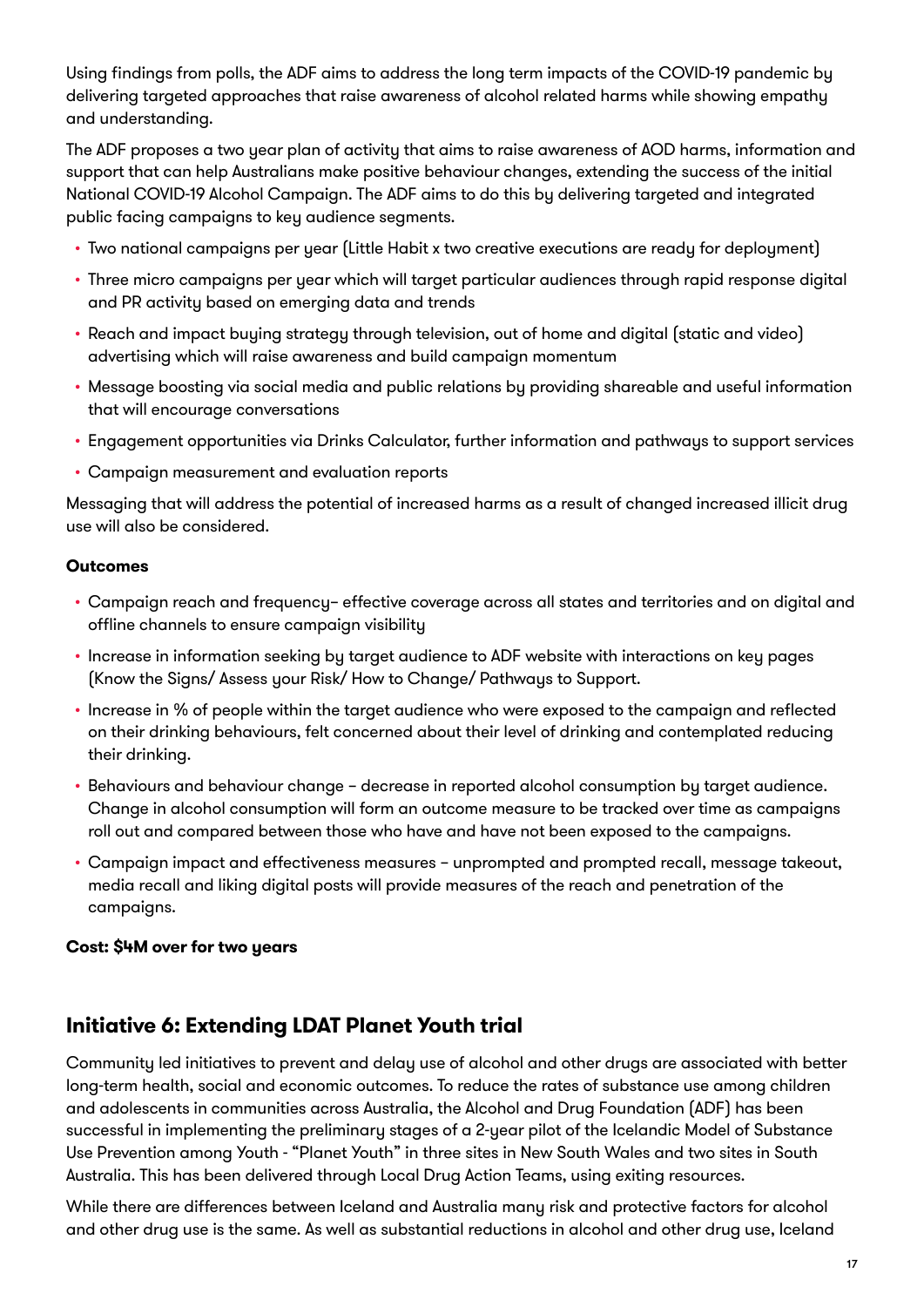Using findings from polls, the ADF aims to address the long term impacts of the COVID-19 pandemic by delivering targeted approaches that raise awareness of alcohol related harms while showing empathy and understanding.

The ADF proposes a two year plan of activity that aims to raise awareness of AOD harms, information and support that can help Australians make positive behaviour changes, extending the success of the initial National COVID-19 Alcohol Campaign. The ADF aims to do this by delivering targeted and integrated public facing campaigns to key audience segments.

- Two national campaigns per year (Little Habit x two creative executions are ready for deployment)
- Three micro campaigns per year which will target particular audiences through rapid response digital and PR activity based on emerging data and trends
- Reach and impact buying strategy through television, out of home and digital (static and video) advertising which will raise awareness and build campaign momentum
- Message boosting via social media and public relations by providing shareable and useful information that will encourage conversations
- Engagement opportunities via Drinks Calculator, further information and pathways to support services
- Campaign measurement and evaluation reports

Messaging that will address the potential of increased harms as a result of changed increased illicit drug use will also be considered.

**Outcomes**

- Campaign reach and frequency– effective coverage across all states and territories and on digital and offline channels to ensure campaign visibility
- Increase in information seeking by target audience to ADF website with interactions on key pages (Know the Signs/ Assess your Risk/ How to Change/ Pathways to Support.
- Increase in % of people within the target audience who were exposed to the campaign and reflected on their drinking behaviours, felt concerned about their level of drinking and contemplated reducing their drinking.
- Behaviours and behaviour change – decrease in reported alcohol consumption by target audience. Change in alcohol consumption will form an outcome measure to be tracked over time as campaigns roll out and compared between those who have and have not been exposed to the campaigns.
- Campaign impact and effectiveness measures – unprompted and prompted recall, message takeout, media recall and liking digital posts will provide measures of the reach and penetration of the campaigns.

**Cost: $4M over for two years**

## Initiative 6: Extending LDAT Planet Youth trial

Community led initiatives to prevent and delay use of alcohol and other drugs are associated with better long-term health, social and economic outcomes. To reduce the rates of substance use among children and adolescents in communities across Australia, the Alcohol and Drug Foundation (ADF) has been successful in implementing the preliminary stages of a 2-year pilot of the Icelandic Model of Substance Use Prevention among Youth - "Planet Youth" in three sites in New South Wales and two sites in South Australia. This has been delivered through Local Drug Action Teams, using exiting resources.

While there are differences between Iceland and Australia many risk and protective factors for alcohol and other drug use is the same. As well as substantial reductions in alcohol and other drug use, Iceland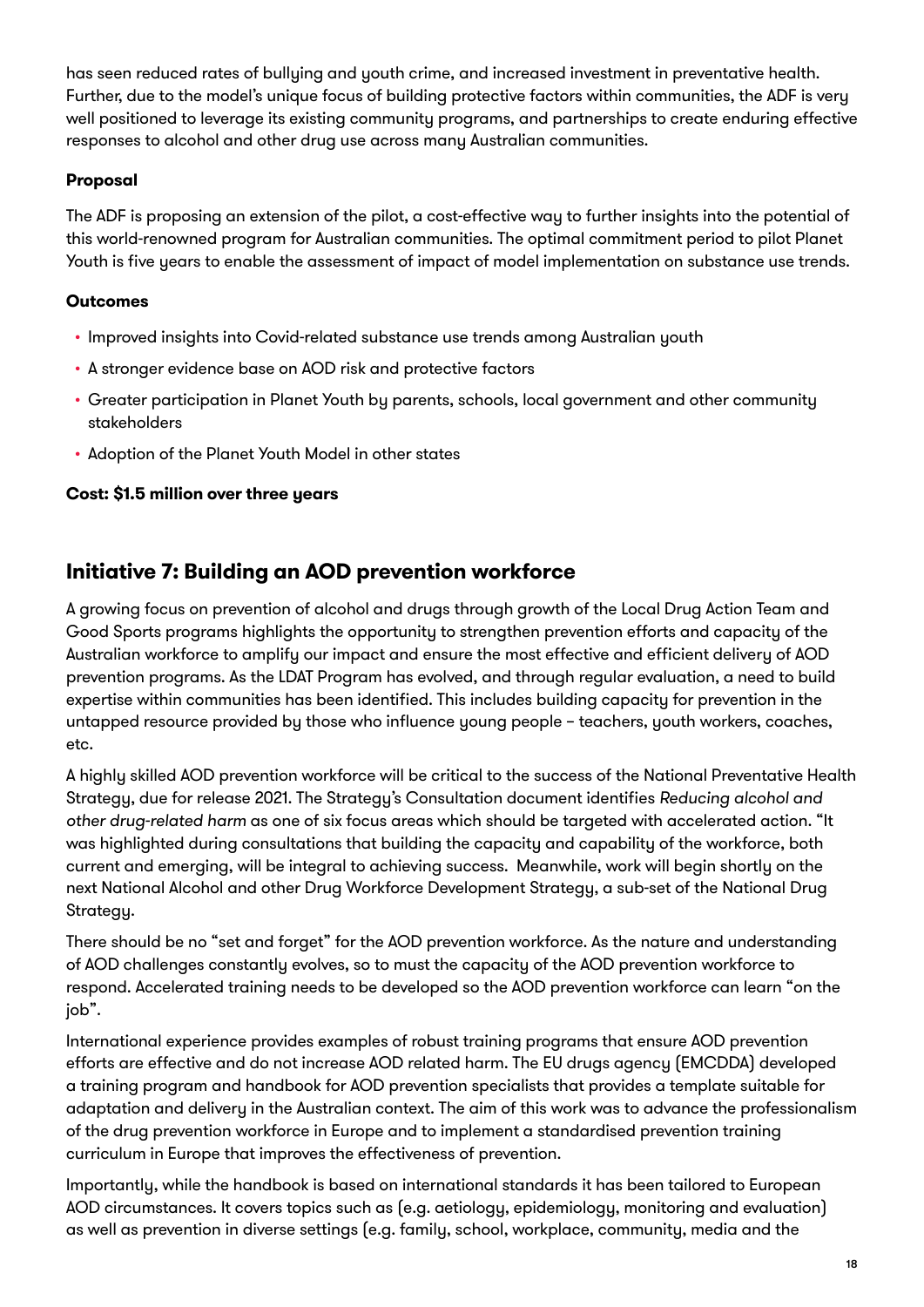has seen reduced rates of bullying and youth crime, and increased investment in preventative health. Further, due to the model's unique focus of building protective factors within communities, the ADF is very well positioned to leverage its existing community programs, and partnerships to create enduring effective responses to alcohol and other drug use across many Australian communities.

**Proposal**

The ADF is proposing an extension of the pilot, a cost-effective way to further insights into the potential of this world-renowned program for Australian communities. The optimal commitment period to pilot Planet Youth is five years to enable the assessment of impact of model implementation on substance use trends.

**Outcomes**

- Improved insights into Covid-related substance use trends among Australian youth
- A stronger evidence base on AOD risk and protective factors
- Greater participation in Planet Youth by parents, schools, local government and other community stakeholders
- Adoption of the Planet Youth Model in other states

**Cost: $1.5 million over three years**

## Initiative 7: Building an AOD prevention workforce

A growing focus on prevention of alcohol and drugs through growth of the Local Drug Action Team and Good Sports programs highlights the opportunity to strengthen prevention efforts and capacity of the Australian workforce to amplify our impact and ensure the most effective and efficient delivery of AOD prevention programs. As the LDAT Program has evolved, and through regular evaluation, a need to build expertise within communities has been identified. This includes building capacity for prevention in the untapped resource provided by those who influence young people – teachers, youth workers, coaches, etc.

A highly skilled AOD prevention workforce will be critical to the success of the National Preventative Health Strategy, due for release 2021. The Strategy's Consultation document identifies *Reducing alcohol and other drug-related harm* as one of six focus areas which should be targeted with accelerated action. "It was highlighted during consultations that building the capacity and capability of the workforce, both current and emerging, will be integral to achieving success. Meanwhile, work will begin shortly on the next National Alcohol and other Drug Workforce Development Strategy, a sub-set of the National Drug Strategy.

There should be no "set and forget" for the AOD prevention workforce. As the nature and understanding of AOD challenges constantly evolves, so to must the capacity of the AOD prevention workforce to respond. Accelerated training needs to be developed so the AOD prevention workforce can learn "on the job".

International experience provides examples of robust training programs that ensure AOD prevention efforts are effective and do not increase AOD related harm. The EU drugs agency (EMCDDA) developed a training program and handbook for AOD prevention specialists that provides a template suitable for adaptation and delivery in the Australian context. The aim of this work was to advance the professionalism of the drug prevention workforce in Europe and to implement a standardised prevention training curriculum in Europe that improves the effectiveness of prevention.

Importantly, while the handbook is based on international standards it has been tailored to European AOD circumstances. It covers topics such as (e.g. aetiology, epidemiology, monitoring and evaluation) as well as prevention in diverse settings (e.g. family, school, workplace, community, media and the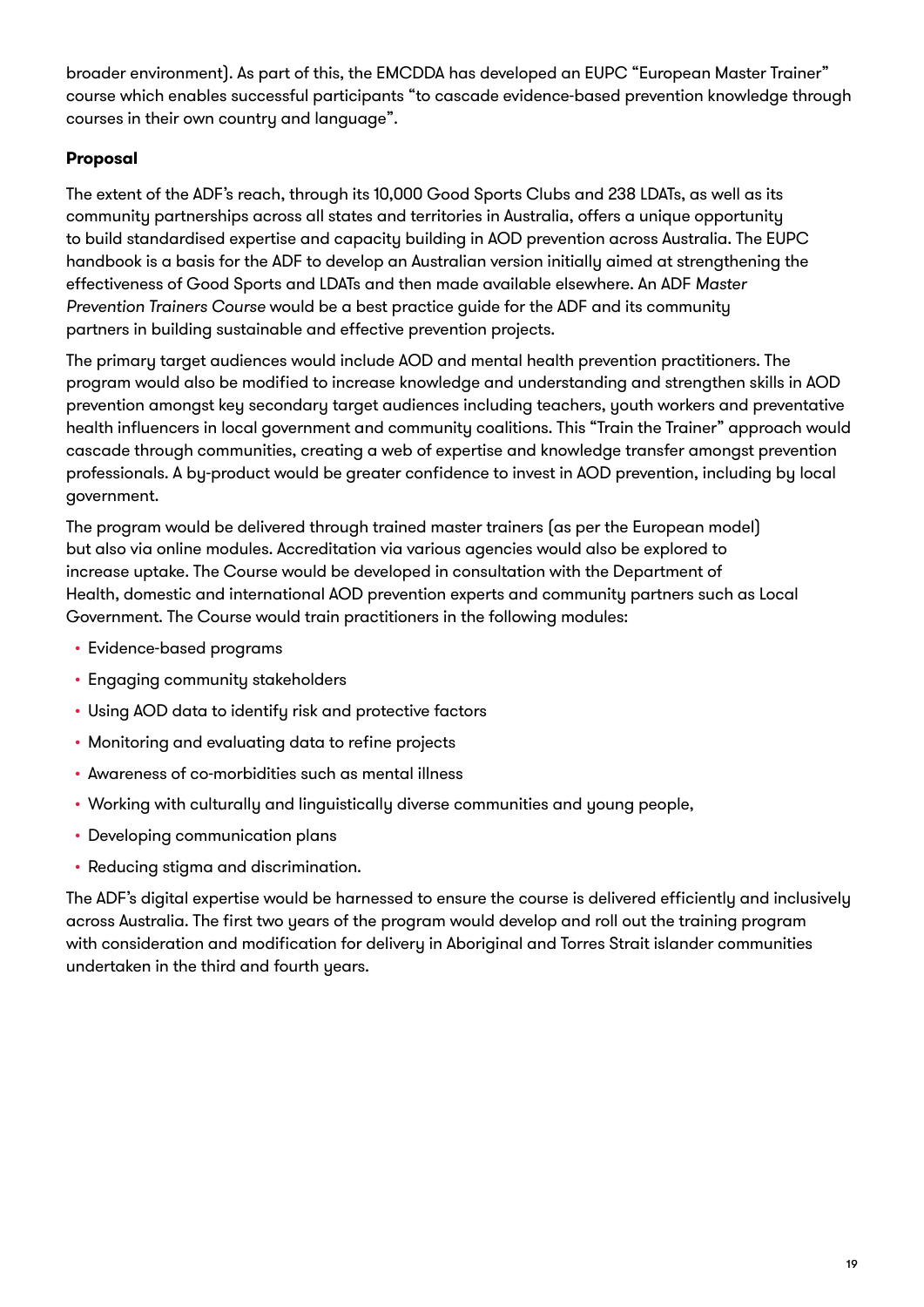broader environment). As part of this, the EMCDDA has developed an EUPC "European Master Trainer" course which enables successful participants "to cascade evidence-based prevention knowledge through courses in their own country and language".

**Proposal**

The extent of the ADF's reach, through its 10,000 Good Sports Clubs and 238 LDATs, as well as its community partnerships across all states and territories in Australia, offers a unique opportunity to build standardised expertise and capacity building in AOD prevention across Australia. The EUPC handbook is a basis for the ADF to develop an Australian version initially aimed at strengthening the effectiveness of Good Sports and LDATs and then made available elsewhere. An ADF *Master Prevention Trainers Course* would be a best practice guide for the ADF and its community partners in building sustainable and effective prevention projects.

The primary target audiences would include AOD and mental health prevention practitioners. The program would also be modified to increase knowledge and understanding and strengthen skills in AOD prevention amongst key secondary target audiences including teachers, youth workers and preventative health influencers in local government and community coalitions. This "Train the Trainer" approach would cascade through communities, creating a web of expertise and knowledge transfer amongst prevention professionals. A by-product would be greater confidence to invest in AOD prevention, including by local government.

The program would be delivered through trained master trainers (as per the European model) but also via online modules. Accreditation via various agencies would also be explored to increase uptake. The Course would be developed in consultation with the Department of Health, domestic and international AOD prevention experts and community partners such as Local Government. The Course would train practitioners in the following modules:

- Evidence-based programs
- Engaging community stakeholders
- Using AOD data to identify risk and protective factors
- Monitoring and evaluating data to refine projects
- Awareness of co-morbidities such as mental illness
- Working with culturally and linguistically diverse communities and young people,
- Developing communication plans
- Reducing stigma and discrimination.

The ADF's digital expertise would be harnessed to ensure the course is delivered efficiently and inclusively across Australia. The first two years of the program would develop and roll out the training program with consideration and modification for delivery in Aboriginal and Torres Strait islander communities undertaken in the third and fourth years.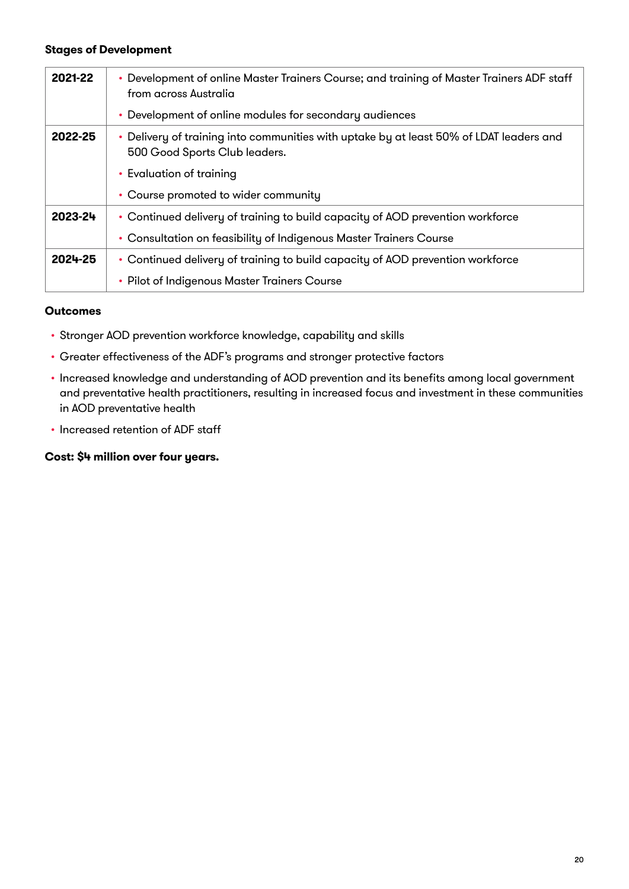**Stages of Development**

| | |
|---|---|
| **2021-22** | • Development of online Master Trainers Course; and training of Master Trainers ADF staff from across Australia<br>• Development of online modules for secondary audiences |
| **2022-25** | • Delivery of training into communities with uptake by at least 50% of LDAT leaders and 500 Good Sports Club leaders.<br>• Evaluation of training<br>• Course promoted to wider community |
| **2023-24** | • Continued delivery of training to build capacity of AOD prevention workforce<br>• Consultation on feasibility of Indigenous Master Trainers Course |
| **2024-25** | • Continued delivery of training to build capacity of AOD prevention workforce<br>• Pilot of Indigenous Master Trainers Course |

**Outcomes**

- Stronger AOD prevention workforce knowledge, capability and skills
- Greater effectiveness of the ADF's programs and stronger protective factors
- Increased knowledge and understanding of AOD prevention and its benefits among local government and preventative health practitioners, resulting in increased focus and investment in these communities in AOD preventative health
- Increased retention of ADF staff

**Cost: $4 million over four years.**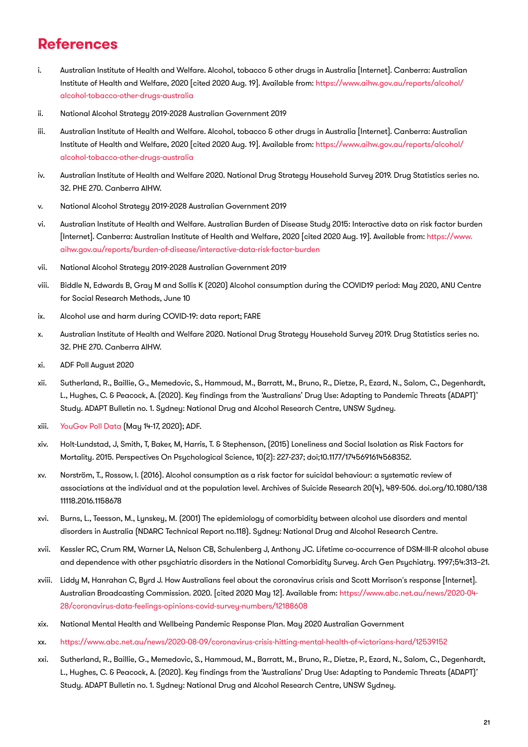# References

i. Australian Institute of Health and Welfare. Alcohol, tobacco & other drugs in Australia [Internet]. Canberra: Australian Institute of Health and Welfare, 2020 [cited 2020 Aug. 19]. Available from: https://www.aihw.gov.au/reports/alcohol/alcohol-tobacco-other-drugs-australia

ii. National Alcohol Strategy 2019-2028 Australian Government 2019

iii. Australian Institute of Health and Welfare. Alcohol, tobacco & other drugs in Australia [Internet]. Canberra: Australian Institute of Health and Welfare, 2020 [cited 2020 Aug. 19]. Available from: https://www.aihw.gov.au/reports/alcohol/alcohol-tobacco-other-drugs-australia

iv. Australian Institute of Health and Welfare 2020. National Drug Strategy Household Survey 2019. Drug Statistics series no. 32. PHE 270. Canberra AIHW.

v. National Alcohol Strategy 2019-2028 Australian Government 2019

vi. Australian Institute of Health and Welfare. Australian Burden of Disease Study 2015: Interactive data on risk factor burden [Internet]. Canberra: Australian Institute of Health and Welfare, 2020 [cited 2020 Aug. 19]. Available from: https://www.aihw.gov.au/reports/burden-of-disease/interactive-data-risk-factor-burden

vii. National Alcohol Strategy 2019-2028 Australian Government 2019

viii. Biddle N, Edwards B, Gray M and Sollis K (2020) Alcohol consumption during the COVID19 period: May 2020, ANU Centre for Social Research Methods, June 10

ix. Alcohol use and harm during COVID-19: data report; FARE

x. Australian Institute of Health and Welfare 2020. National Drug Strategy Household Survey 2019. Drug Statistics series no. 32. PHE 270. Canberra AIHW.

xi. ADF Poll August 2020

xii. Sutherland, R., Baillie, G., Memedovic, S., Hammoud, M., Barratt, M., Bruno, R., Dietze, P., Ezard, N., Salom, C., Degenhardt, L., Hughes, C. & Peacock, A. (2020). Key findings from the 'Australians' Drug Use: Adapting to Pandemic Threats (ADAPT)' Study. ADAPT Bulletin no. 1. Sydney: National Drug and Alcohol Research Centre, UNSW Sydney.

xiii. YouGov Poll Data (May 14-17, 2020); ADF.

xiv. Holt-Lundstad, J, Smith, T, Baker, M, Harris, T. & Stephenson, (2015) Loneliness and Social Isolation as Risk Factors for Mortality. 2015. Perspectives On Psychological Science, 10(2): 227-237; doi;10.1177/1745691614568352.

xv. Norström, T., Rossow, I. (2016). Alcohol consumption as a risk factor for suicidal behaviour: a systematic review of associations at the individual and at the population level. Archives of Suicide Research 20(4), 489-506. doi.org/10.1080/13811118.2016.1158678

xvi. Burns, L., Teesson, M., Lynskey, M. (2001) The epidemiology of comorbidity between alcohol use disorders and mental disorders in Australia (NDARC Technical Report no.118). Sydney: National Drug and Alcohol Research Centre.

xvii. Kessler RC, Crum RM, Warner LA, Nelson CB, Schulenberg J, Anthony JC. Lifetime co-occurrence of DSM-III-R alcohol abuse and dependence with other psychiatric disorders in the National Comorbidity Survey. Arch Gen Psychiatry. 1997;54:313–21.

xviii. Liddy M, Hanrahan C, Byrd J. How Australians feel about the coronavirus crisis and Scott Morrison's response [Internet]. Australian Broadcasting Commission. 2020. [cited 2020 May 12]. Available from: https://www.abc.net.au/news/2020-04-28/coronavirus-data-feelings-opinions-covid-survey-numbers/12188608

xix. National Mental Health and Wellbeing Pandemic Response Plan. May 2020 Australian Government

xx. https://www.abc.net.au/news/2020-08-09/coronavirus-crisis-hitting-mental-health-of-victorians-hard/12539152

xxi. Sutherland, R., Baillie, G., Memedovic, S., Hammoud, M., Barratt, M., Bruno, R., Dietze, P., Ezard, N., Salom, C., Degenhardt, L., Hughes, C. & Peacock, A. (2020). Key findings from the 'Australians' Drug Use: Adapting to Pandemic Threats (ADAPT)' Study. ADAPT Bulletin no. 1. Sydney: National Drug and Alcohol Research Centre, UNSW Sydney.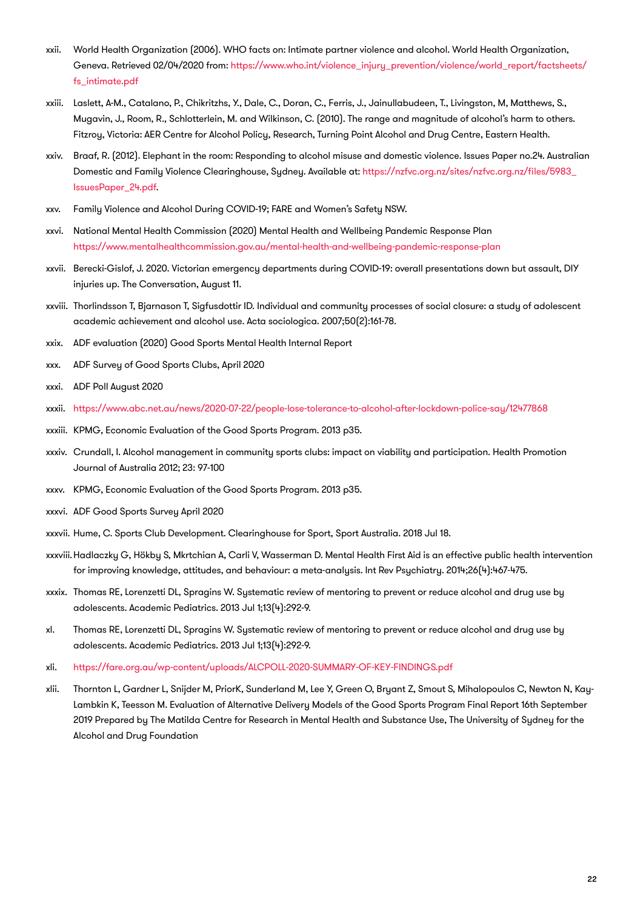xxii. World Health Organization (2006). WHO facts on: Intimate partner violence and alcohol. World Health Organization, Geneva. Retrieved 02/04/2020 from: https://www.who.int/violence_injury_prevention/violence/world_report/factsheets/fs_intimate.pdf

xxiii. Laslett, A-M., Catalano, P., Chikritzhs, Y., Dale, C., Doran, C., Ferris, J., Jainullabudeen, T., Livingston, M, Matthews, S., Mugavin, J., Room, R., Schlotterlein, M. and Wilkinson, C. (2010). The range and magnitude of alcohol's harm to others. Fitzroy, Victoria: AER Centre for Alcohol Policy, Research, Turning Point Alcohol and Drug Centre, Eastern Health.

xxiv. Braaf, R. (2012). Elephant in the room: Responding to alcohol misuse and domestic violence. Issues Paper no.24. Australian Domestic and Family Violence Clearinghouse, Sydney. Available at: https://nzfvc.org.nz/sites/nzfvc.org.nz/files/5983_IssuesPaper_24.pdf.

xxv. Family Violence and Alcohol During COVID-19; FARE and Women's Safety NSW.

xxvi. National Mental Health Commission (2020) Mental Health and Wellbeing Pandemic Response Plan https://www.mentalhealthcommission.gov.au/mental-health-and-wellbeing-pandemic-response-plan

xxvii. Berecki-Gislof, J. 2020. Victorian emergency departments during COVID-19: overall presentations down but assault, DIY injuries up. The Conversation, August 11.

xxviii. Thorlindsson T, Bjarnason T, Sigfusdottir ID. Individual and community processes of social closure: a study of adolescent academic achievement and alcohol use. Acta sociologica. 2007;50(2):161-78.

xxix. ADF evaluation (2020) Good Sports Mental Health Internal Report

xxx. ADF Survey of Good Sports Clubs, April 2020

xxxi. ADF Poll August 2020

xxxii. https://www.abc.net.au/news/2020-07-22/people-lose-tolerance-to-alcohol-after-lockdown-police-say/12477868

xxxiii. KPMG, Economic Evaluation of the Good Sports Program. 2013 p35.

xxxiv. Crundall, I. Alcohol management in community sports clubs: impact on viability and participation. Health Promotion Journal of Australia 2012; 23: 97-100

xxxv. KPMG, Economic Evaluation of the Good Sports Program. 2013 p35.

xxxvi. ADF Good Sports Survey April 2020

xxxvii. Hume, C. Sports Club Development. Clearinghouse for Sport, Sport Australia. 2018 Jul 18.

xxxviii. Hadlaczky G, Hökby S, Mkrtchian A, Carli V, Wasserman D. Mental Health First Aid is an effective public health intervention for improving knowledge, attitudes, and behaviour: a meta-analysis. Int Rev Psychiatry. 2014;26(4):467-475.

xxxix. Thomas RE, Lorenzetti DL, Spragins W. Systematic review of mentoring to prevent or reduce alcohol and drug use by adolescents. Academic Pediatrics. 2013 Jul 1;13(4):292-9.

xl. Thomas RE, Lorenzetti DL, Spragins W. Systematic review of mentoring to prevent or reduce alcohol and drug use by adolescents. Academic Pediatrics. 2013 Jul 1;13(4):292-9.

xli. https://fare.org.au/wp-content/uploads/ALCPOLL-2020-SUMMARY-OF-KEY-FINDINGS.pdf

xlii. Thornton L, Gardner L, Snijder M, PriorK, Sunderland M, Lee Y, Green O, Bryant Z, Smout S, Mihalopoulos C, Newton N, Kay-Lambkin K, Teesson M. Evaluation of Alternative Delivery Models of the Good Sports Program Final Report 16th September 2019 Prepared by The Matilda Centre for Research in Mental Health and Substance Use, The University of Sydney for the Alcohol and Drug Foundation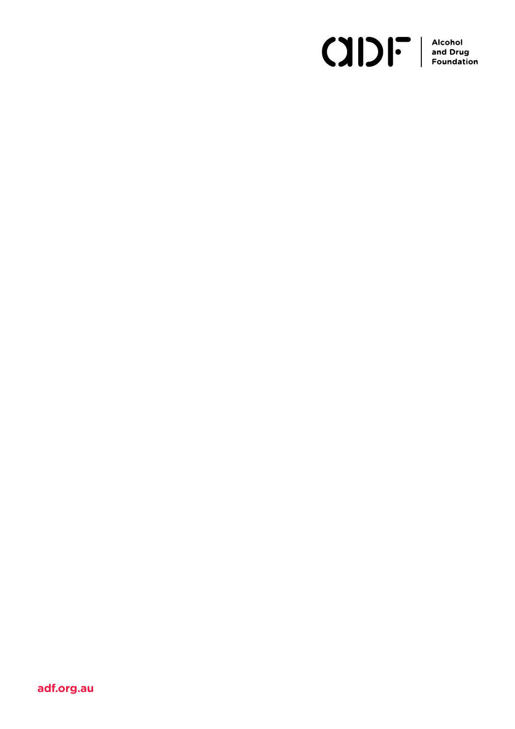Alcohol and Drug Foundation

adf.org.au